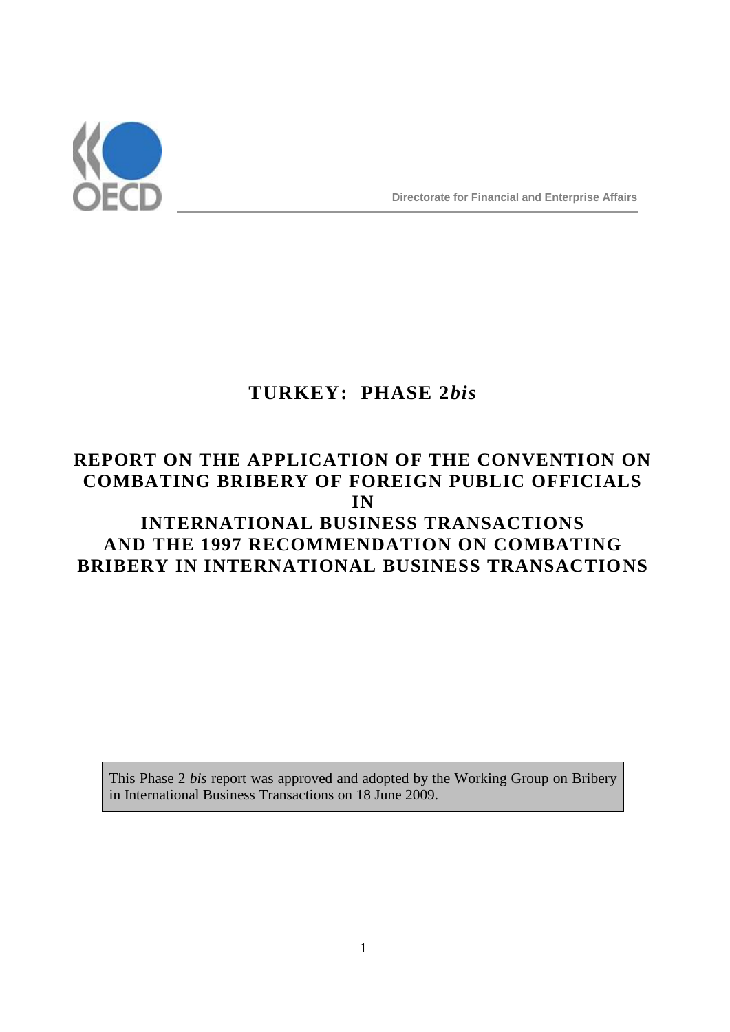Directorate for Financial and Enterprise Affairs

# TURKEY: PHASE 2*bis*

## REPORT ON THE APPLICATION OF THE CONVENTION ON COMBATING BRIBERY OF FOREIGN PUBLIC OFFICIALS IN INTERNATIONAL BUSINESS TRANSACTIONS AND THE 1997 RECOMMENDATION ON COMBATING BRIBERY IN INTERNATIONAL BUSINESS TRANSACTIONS

This Phase 2 *bis* report was approved and adopted by the Working Group on Bribery in International Business Transactions on 18 June 2009.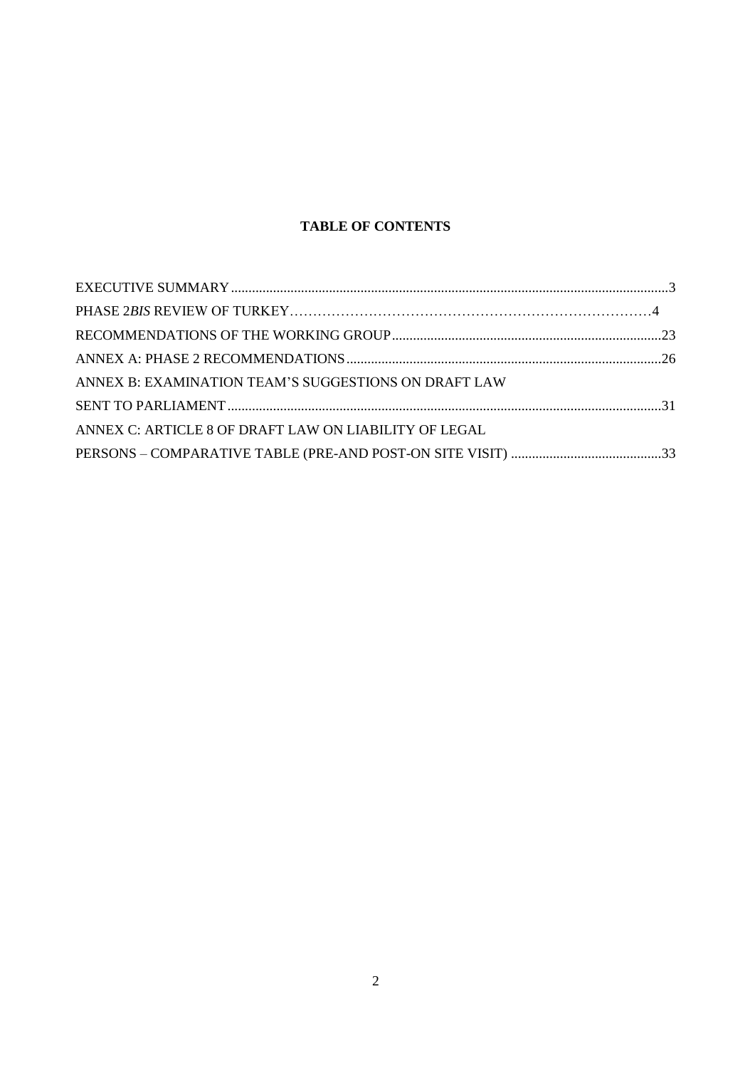**TABLE OF CONTENTS**

EXECUTIVE SUMMARY ....................................................................................................................3

PHASE 2*BIS* REVIEW OF TURKEY……………………………………………………………………4

RECOMMENDATIONS OF THE WORKING GROUP ..............................................................................23

ANNEX A: PHASE 2 RECOMMENDATIONS ............................................................................................26

ANNEX B: EXAMINATION TEAM'S SUGGESTIONS ON DRAFT LAW SENT TO PARLIAMENT .............................................................................................................................31

ANNEX C: ARTICLE 8 OF DRAFT LAW ON LIABILITY OF LEGAL PERSONS – COMPARATIVE TABLE (PRE-AND POST-ON SITE VISIT) ...........................................33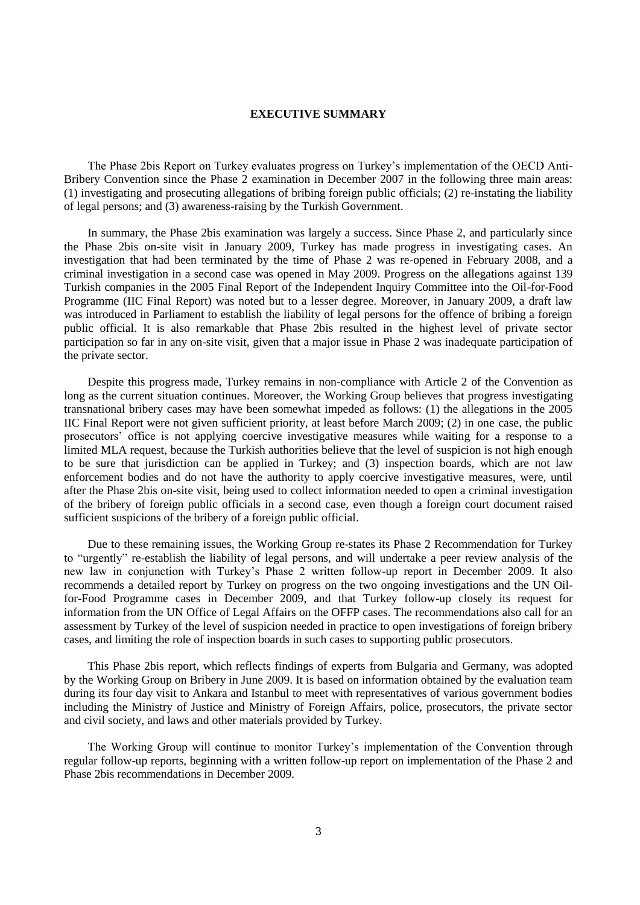# EXECUTIVE SUMMARY

The Phase 2bis Report on Turkey evaluates progress on Turkey's implementation of the OECD Anti-Bribery Convention since the Phase 2 examination in December 2007 in the following three main areas: (1) investigating and prosecuting allegations of bribing foreign public officials; (2) re-instating the liability of legal persons; and (3) awareness-raising by the Turkish Government.

In summary, the Phase 2bis examination was largely a success. Since Phase 2, and particularly since the Phase 2bis on-site visit in January 2009, Turkey has made progress in investigating cases. An investigation that had been terminated by the time of Phase 2 was re-opened in February 2008, and a criminal investigation in a second case was opened in May 2009. Progress on the allegations against 139 Turkish companies in the 2005 Final Report of the Independent Inquiry Committee into the Oil-for-Food Programme (IIC Final Report) was noted but to a lesser degree. Moreover, in January 2009, a draft law was introduced in Parliament to establish the liability of legal persons for the offence of bribing a foreign public official. It is also remarkable that Phase 2bis resulted in the highest level of private sector participation so far in any on-site visit, given that a major issue in Phase 2 was inadequate participation of the private sector.

Despite this progress made, Turkey remains in non-compliance with Article 2 of the Convention as long as the current situation continues. Moreover, the Working Group believes that progress investigating transnational bribery cases may have been somewhat impeded as follows: (1) the allegations in the 2005 IIC Final Report were not given sufficient priority, at least before March 2009; (2) in one case, the public prosecutors' office is not applying coercive investigative measures while waiting for a response to a limited MLA request, because the Turkish authorities believe that the level of suspicion is not high enough to be sure that jurisdiction can be applied in Turkey; and (3) inspection boards, which are not law enforcement bodies and do not have the authority to apply coercive investigative measures, were, until after the Phase 2bis on-site visit, being used to collect information needed to open a criminal investigation of the bribery of foreign public officials in a second case, even though a foreign court document raised sufficient suspicions of the bribery of a foreign public official.

Due to these remaining issues, the Working Group re-states its Phase 2 Recommendation for Turkey to "urgently" re-establish the liability of legal persons, and will undertake a peer review analysis of the new law in conjunction with Turkey's Phase 2 written follow-up report in December 2009. It also recommends a detailed report by Turkey on progress on the two ongoing investigations and the UN Oil-for-Food Programme cases in December 2009, and that Turkey follow-up closely its request for information from the UN Office of Legal Affairs on the OFFP cases. The recommendations also call for an assessment by Turkey of the level of suspicion needed in practice to open investigations of foreign bribery cases, and limiting the role of inspection boards in such cases to supporting public prosecutors.

This Phase 2bis report, which reflects findings of experts from Bulgaria and Germany, was adopted by the Working Group on Bribery in June 2009. It is based on information obtained by the evaluation team during its four day visit to Ankara and Istanbul to meet with representatives of various government bodies including the Ministry of Justice and Ministry of Foreign Affairs, police, prosecutors, the private sector and civil society, and laws and other materials provided by Turkey.

The Working Group will continue to monitor Turkey's implementation of the Convention through regular follow-up reports, beginning with a written follow-up report on implementation of the Phase 2 and Phase 2bis recommendations in December 2009.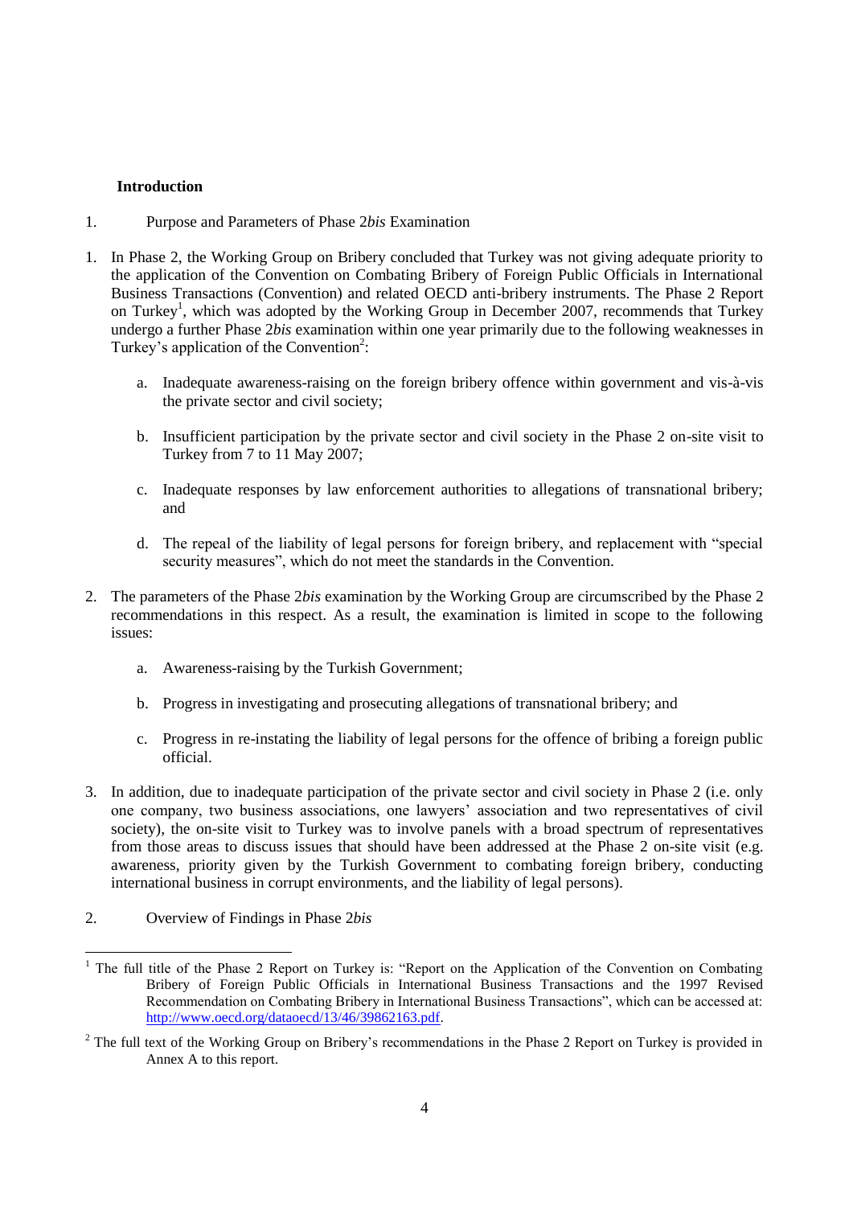## Introduction

### 1. Purpose and Parameters of Phase 2*bis* Examination

1. In Phase 2, the Working Group on Bribery concluded that Turkey was not giving adequate priority to the application of the Convention on Combating Bribery of Foreign Public Officials in International Business Transactions (Convention) and related OECD anti-bribery instruments. The Phase 2 Report on Turkey[1], which was adopted by the Working Group in December 2007, recommends that Turkey undergo a further Phase 2*bis* examination within one year primarily due to the following weaknesses in Turkey's application of the Convention[2]:

   a. Inadequate awareness-raising on the foreign bribery offence within government and vis-à-vis the private sector and civil society;

   b. Insufficient participation by the private sector and civil society in the Phase 2 on-site visit to Turkey from 7 to 11 May 2007;

   c. Inadequate responses by law enforcement authorities to allegations of transnational bribery; and

   d. The repeal of the liability of legal persons for foreign bribery, and replacement with "special security measures", which do not meet the standards in the Convention.

2. The parameters of the Phase 2*bis* examination by the Working Group are circumscribed by the Phase 2 recommendations in this respect. As a result, the examination is limited in scope to the following issues:

   a. Awareness-raising by the Turkish Government;

   b. Progress in investigating and prosecuting allegations of transnational bribery; and

   c. Progress in re-instating the liability of legal persons for the offence of bribing a foreign public official.

3. In addition, due to inadequate participation of the private sector and civil society in Phase 2 (i.e. only one company, two business associations, one lawyers' association and two representatives of civil society), the on-site visit to Turkey was to involve panels with a broad spectrum of representatives from those areas to discuss issues that should have been addressed at the Phase 2 on-site visit (e.g. awareness, priority given by the Turkish Government to combating foreign bribery, conducting international business in corrupt environments, and the liability of legal persons).

### 2. Overview of Findings in Phase 2*bis*

---

[1] The full title of the Phase 2 Report on Turkey is: "Report on the Application of the Convention on Combating Bribery of Foreign Public Officials in International Business Transactions and the 1997 Revised Recommendation on Combating Bribery in International Business Transactions", which can be accessed at: http://www.oecd.org/dataoecd/13/46/39862163.pdf.

[2] The full text of the Working Group on Bribery's recommendations in the Phase 2 Report on Turkey is provided in Annex A to this report.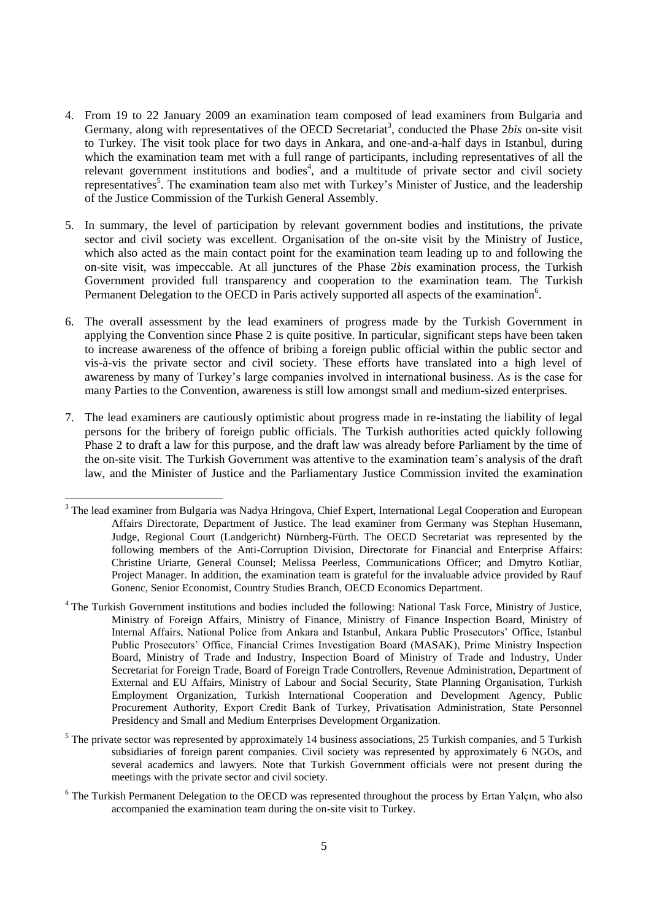4. From 19 to 22 January 2009 an examination team composed of lead examiners from Bulgaria and Germany, along with representatives of the OECD Secretariat[3], conducted the Phase 2*bis* on-site visit to Turkey. The visit took place for two days in Ankara, and one-and-a-half days in Istanbul, during which the examination team met with a full range of participants, including representatives of all the relevant government institutions and bodies[4], and a multitude of private sector and civil society representatives[5]. The examination team also met with Turkey's Minister of Justice, and the leadership of the Justice Commission of the Turkish General Assembly.

5. In summary, the level of participation by relevant government bodies and institutions, the private sector and civil society was excellent. Organisation of the on-site visit by the Ministry of Justice, which also acted as the main contact point for the examination team leading up to and following the on-site visit, was impeccable. At all junctures of the Phase 2*bis* examination process, the Turkish Government provided full transparency and cooperation to the examination team. The Turkish Permanent Delegation to the OECD in Paris actively supported all aspects of the examination[6].

6. The overall assessment by the lead examiners of progress made by the Turkish Government in applying the Convention since Phase 2 is quite positive. In particular, significant steps have been taken to increase awareness of the offence of bribing a foreign public official within the public sector and vis-à-vis the private sector and civil society. These efforts have translated into a high level of awareness by many of Turkey's large companies involved in international business. As is the case for many Parties to the Convention, awareness is still low amongst small and medium-sized enterprises.

7. The lead examiners are cautiously optimistic about progress made in re-instating the liability of legal persons for the bribery of foreign public officials. The Turkish authorities acted quickly following Phase 2 to draft a law for this purpose, and the draft law was already before Parliament by the time of the on-site visit. The Turkish Government was attentive to the examination team's analysis of the draft law, and the Minister of Justice and the Parliamentary Justice Commission invited the examination

---

[3] The lead examiner from Bulgaria was Nadya Hringova, Chief Expert, International Legal Cooperation and European Affairs Directorate, Department of Justice. The lead examiner from Germany was Stephan Husemann, Judge, Regional Court (Landgericht) Nürnberg-Fürth. The OECD Secretariat was represented by the following members of the Anti-Corruption Division, Directorate for Financial and Enterprise Affairs: Christine Uriarte, General Counsel; Melissa Peerless, Communications Officer; and Dmytro Kotliar, Project Manager. In addition, the examination team is grateful for the invaluable advice provided by Rauf Gonenc, Senior Economist, Country Studies Branch, OECD Economics Department.

[4] The Turkish Government institutions and bodies included the following: National Task Force, Ministry of Justice, Ministry of Foreign Affairs, Ministry of Finance, Ministry of Finance Inspection Board, Ministry of Internal Affairs, National Police from Ankara and Istanbul, Ankara Public Prosecutors' Office, Istanbul Public Prosecutors' Office, Financial Crimes Investigation Board (MASAK), Prime Ministry Inspection Board, Ministry of Trade and Industry, Inspection Board of Ministry of Trade and Industry, Under Secretariat for Foreign Trade, Board of Foreign Trade Controllers, Revenue Administration, Department of External and EU Affairs, Ministry of Labour and Social Security, State Planning Organisation, Turkish Employment Organization, Turkish International Cooperation and Development Agency, Public Procurement Authority, Export Credit Bank of Turkey, Privatisation Administration, State Personnel Presidency and Small and Medium Enterprises Development Organization.

[5] The private sector was represented by approximately 14 business associations, 25 Turkish companies, and 5 Turkish subsidiaries of foreign parent companies. Civil society was represented by approximately 6 NGOs, and several academics and lawyers. Note that Turkish Government officials were not present during the meetings with the private sector and civil society.

[6] The Turkish Permanent Delegation to the OECD was represented throughout the process by Ertan Yalçın, who also accompanied the examination team during the on-site visit to Turkey.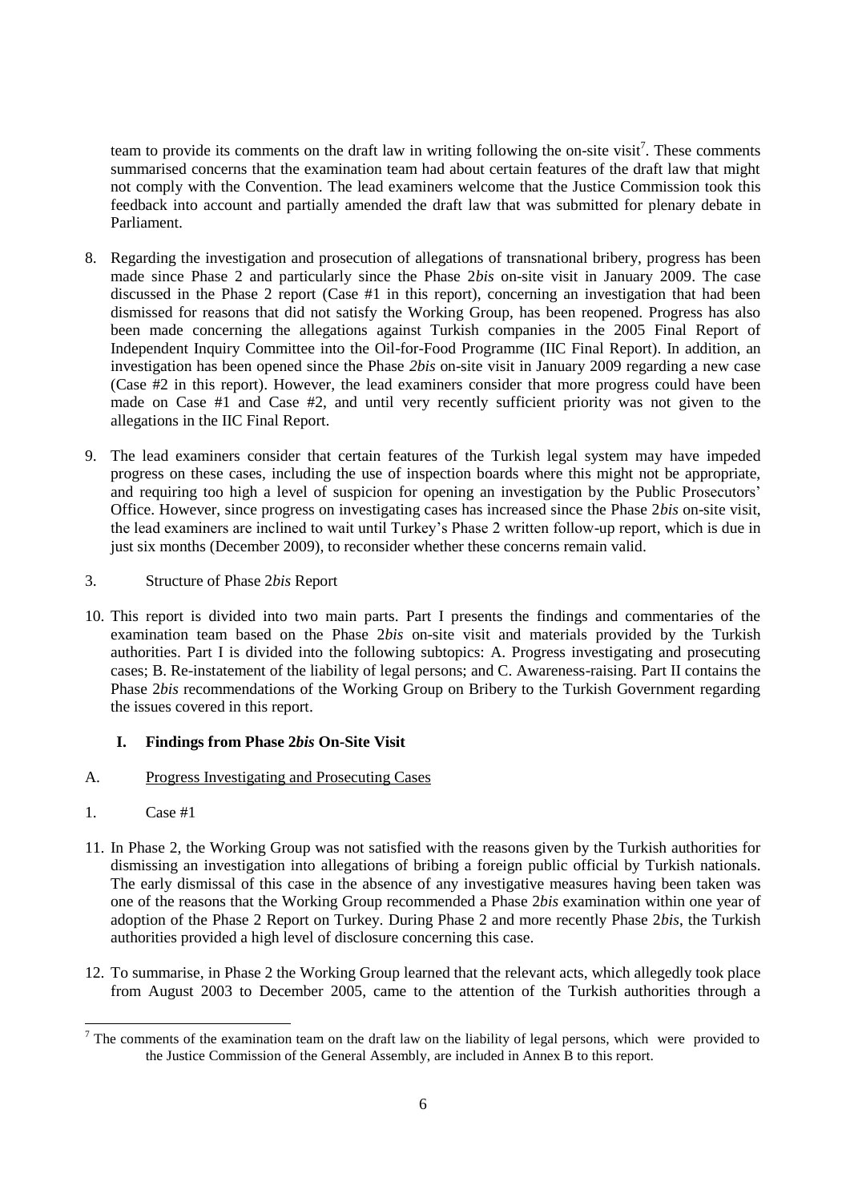team to provide its comments on the draft law in writing following the on-site visit[7]. These comments summarised concerns that the examination team had about certain features of the draft law that might not comply with the Convention. The lead examiners welcome that the Justice Commission took this feedback into account and partially amended the draft law that was submitted for plenary debate in Parliament.

8. Regarding the investigation and prosecution of allegations of transnational bribery, progress has been made since Phase 2 and particularly since the Phase 2*bis* on-site visit in January 2009. The case discussed in the Phase 2 report (Case #1 in this report), concerning an investigation that had been dismissed for reasons that did not satisfy the Working Group, has been reopened. Progress has also been made concerning the allegations against Turkish companies in the 2005 Final Report of Independent Inquiry Committee into the Oil-for-Food Programme (IIC Final Report). In addition, an investigation has been opened since the Phase *2bis* on-site visit in January 2009 regarding a new case (Case #2 in this report). However, the lead examiners consider that more progress could have been made on Case #1 and Case #2, and until very recently sufficient priority was not given to the allegations in the IIC Final Report.

9. The lead examiners consider that certain features of the Turkish legal system may have impeded progress on these cases, including the use of inspection boards where this might not be appropriate, and requiring too high a level of suspicion for opening an investigation by the Public Prosecutors' Office. However, since progress on investigating cases has increased since the Phase 2*bis* on-site visit, the lead examiners are inclined to wait until Turkey's Phase 2 written follow-up report, which is due in just six months (December 2009), to reconsider whether these concerns remain valid.

### 3. Structure of Phase 2*bis* Report

10. This report is divided into two main parts. Part I presents the findings and commentaries of the examination team based on the Phase 2*bis* on-site visit and materials provided by the Turkish authorities. Part I is divided into the following subtopics: A. Progress investigating and prosecuting cases; B. Re-instatement of the liability of legal persons; and C. Awareness-raising. Part II contains the Phase 2*bis* recommendations of the Working Group on Bribery to the Turkish Government regarding the issues covered in this report.

## I. Findings from Phase 2*bis* On-Site Visit

### A. Progress Investigating and Prosecuting Cases

#### 1. Case #1

11. In Phase 2, the Working Group was not satisfied with the reasons given by the Turkish authorities for dismissing an investigation into allegations of bribing a foreign public official by Turkish nationals. The early dismissal of this case in the absence of any investigative measures having been taken was one of the reasons that the Working Group recommended a Phase 2*bis* examination within one year of adoption of the Phase 2 Report on Turkey. During Phase 2 and more recently Phase 2*bis*, the Turkish authorities provided a high level of disclosure concerning this case.

12. To summarise, in Phase 2 the Working Group learned that the relevant acts, which allegedly took place from August 2003 to December 2005, came to the attention of the Turkish authorities through a

---

[7] The comments of the examination team on the draft law on the liability of legal persons, which were provided to the Justice Commission of the General Assembly, are included in Annex B to this report.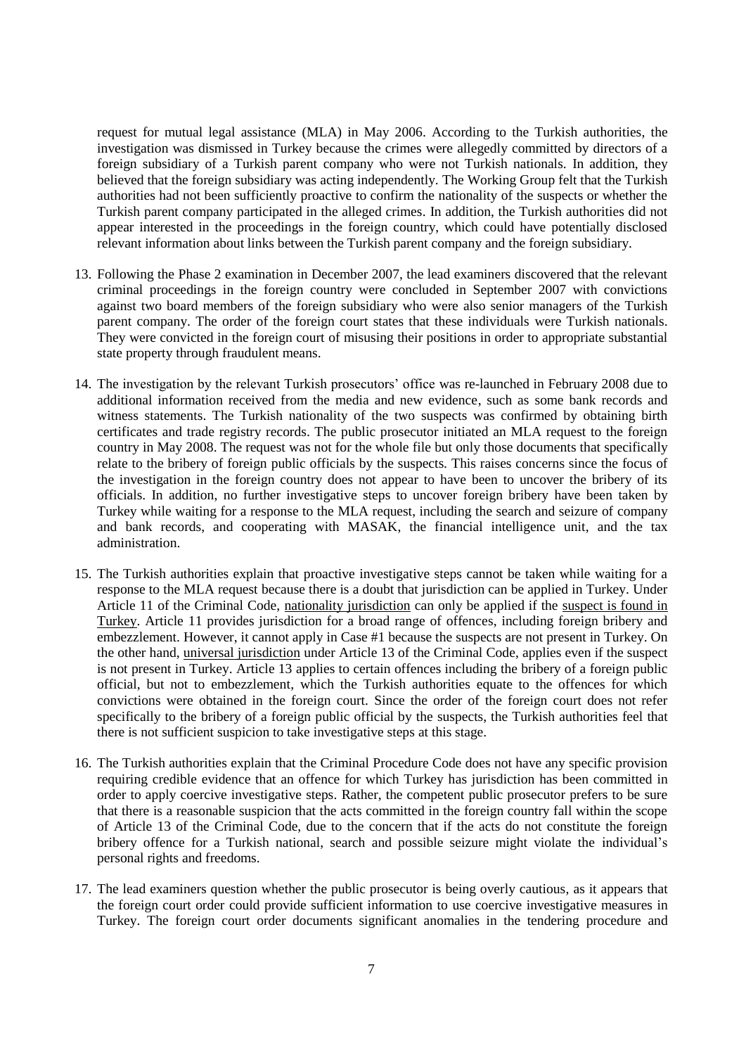request for mutual legal assistance (MLA) in May 2006. According to the Turkish authorities, the investigation was dismissed in Turkey because the crimes were allegedly committed by directors of a foreign subsidiary of a Turkish parent company who were not Turkish nationals. In addition, they believed that the foreign subsidiary was acting independently. The Working Group felt that the Turkish authorities had not been sufficiently proactive to confirm the nationality of the suspects or whether the Turkish parent company participated in the alleged crimes. In addition, the Turkish authorities did not appear interested in the proceedings in the foreign country, which could have potentially disclosed relevant information about links between the Turkish parent company and the foreign subsidiary.

13. Following the Phase 2 examination in December 2007, the lead examiners discovered that the relevant criminal proceedings in the foreign country were concluded in September 2007 with convictions against two board members of the foreign subsidiary who were also senior managers of the Turkish parent company. The order of the foreign court states that these individuals were Turkish nationals. They were convicted in the foreign court of misusing their positions in order to appropriate substantial state property through fraudulent means.

14. The investigation by the relevant Turkish prosecutors' office was re-launched in February 2008 due to additional information received from the media and new evidence, such as some bank records and witness statements. The Turkish nationality of the two suspects was confirmed by obtaining birth certificates and trade registry records. The public prosecutor initiated an MLA request to the foreign country in May 2008. The request was not for the whole file but only those documents that specifically relate to the bribery of foreign public officials by the suspects. This raises concerns since the focus of the investigation in the foreign country does not appear to have been to uncover the bribery of its officials. In addition, no further investigative steps to uncover foreign bribery have been taken by Turkey while waiting for a response to the MLA request, including the search and seizure of company and bank records, and cooperating with MASAK, the financial intelligence unit, and the tax administration.

15. The Turkish authorities explain that proactive investigative steps cannot be taken while waiting for a response to the MLA request because there is a doubt that jurisdiction can be applied in Turkey. Under Article 11 of the Criminal Code, <u>nationality jurisdiction</u> can only be applied if the <u>suspect is found in Turkey</u>. Article 11 provides jurisdiction for a broad range of offences, including foreign bribery and embezzlement. However, it cannot apply in Case #1 because the suspects are not present in Turkey. On the other hand, <u>universal jurisdiction</u> under Article 13 of the Criminal Code, applies even if the suspect is not present in Turkey. Article 13 applies to certain offences including the bribery of a foreign public official, but not to embezzlement, which the Turkish authorities equate to the offences for which convictions were obtained in the foreign court. Since the order of the foreign court does not refer specifically to the bribery of a foreign public official by the suspects, the Turkish authorities feel that there is not sufficient suspicion to take investigative steps at this stage.

16. The Turkish authorities explain that the Criminal Procedure Code does not have any specific provision requiring credible evidence that an offence for which Turkey has jurisdiction has been committed in order to apply coercive investigative steps. Rather, the competent public prosecutor prefers to be sure that there is a reasonable suspicion that the acts committed in the foreign country fall within the scope of Article 13 of the Criminal Code, due to the concern that if the acts do not constitute the foreign bribery offence for a Turkish national, search and possible seizure might violate the individual's personal rights and freedoms.

17. The lead examiners question whether the public prosecutor is being overly cautious, as it appears that the foreign court order could provide sufficient information to use coercive investigative measures in Turkey. The foreign court order documents significant anomalies in the tendering procedure and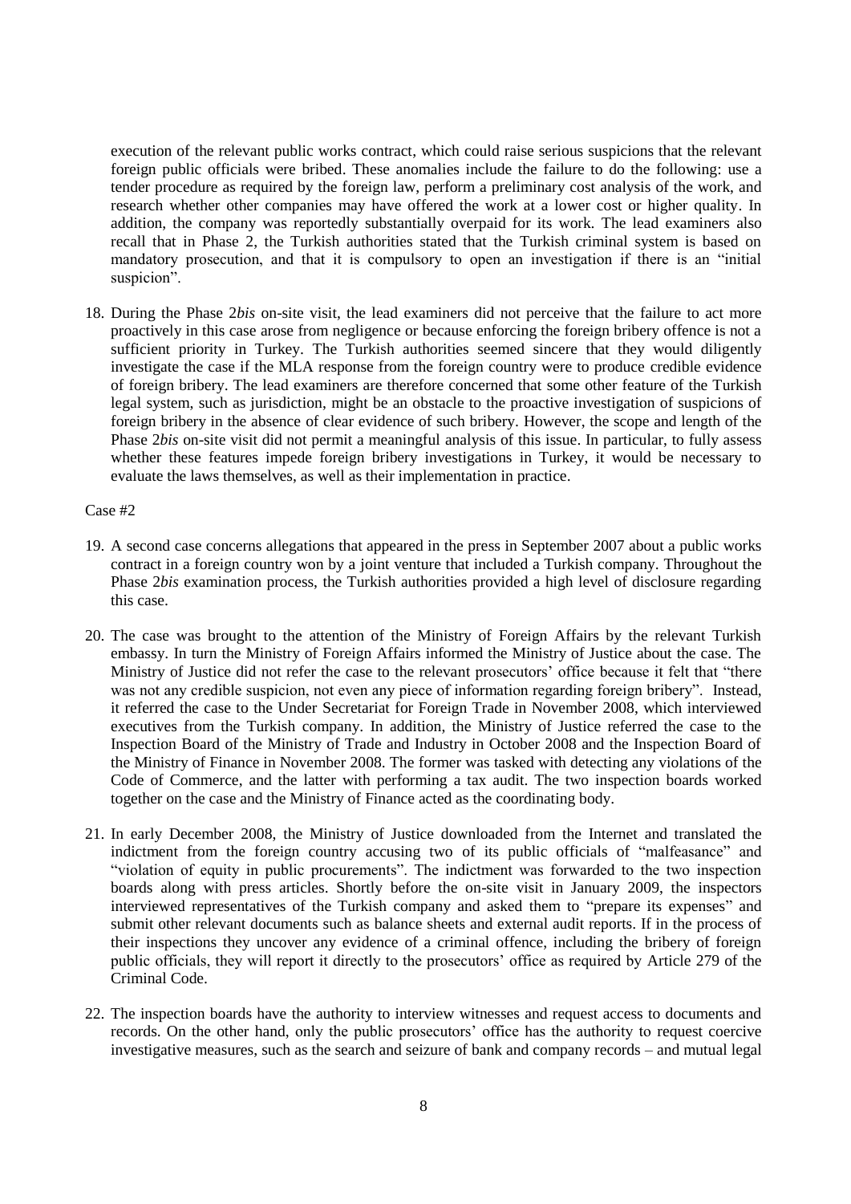execution of the relevant public works contract, which could raise serious suspicions that the relevant foreign public officials were bribed. These anomalies include the failure to do the following: use a tender procedure as required by the foreign law, perform a preliminary cost analysis of the work, and research whether other companies may have offered the work at a lower cost or higher quality. In addition, the company was reportedly substantially overpaid for its work. The lead examiners also recall that in Phase 2, the Turkish authorities stated that the Turkish criminal system is based on mandatory prosecution, and that it is compulsory to open an investigation if there is an "initial suspicion".

18. During the Phase 2*bis* on-site visit, the lead examiners did not perceive that the failure to act more proactively in this case arose from negligence or because enforcing the foreign bribery offence is not a sufficient priority in Turkey. The Turkish authorities seemed sincere that they would diligently investigate the case if the MLA response from the foreign country were to produce credible evidence of foreign bribery. The lead examiners are therefore concerned that some other feature of the Turkish legal system, such as jurisdiction, might be an obstacle to the proactive investigation of suspicions of foreign bribery in the absence of clear evidence of such bribery. However, the scope and length of the Phase 2*bis* on-site visit did not permit a meaningful analysis of this issue. In particular, to fully assess whether these features impede foreign bribery investigations in Turkey, it would be necessary to evaluate the laws themselves, as well as their implementation in practice.

Case #2

19. A second case concerns allegations that appeared in the press in September 2007 about a public works contract in a foreign country won by a joint venture that included a Turkish company. Throughout the Phase 2*bis* examination process, the Turkish authorities provided a high level of disclosure regarding this case.

20. The case was brought to the attention of the Ministry of Foreign Affairs by the relevant Turkish embassy. In turn the Ministry of Foreign Affairs informed the Ministry of Justice about the case. The Ministry of Justice did not refer the case to the relevant prosecutors' office because it felt that "there was not any credible suspicion, not even any piece of information regarding foreign bribery". Instead, it referred the case to the Under Secretariat for Foreign Trade in November 2008, which interviewed executives from the Turkish company. In addition, the Ministry of Justice referred the case to the Inspection Board of the Ministry of Trade and Industry in October 2008 and the Inspection Board of the Ministry of Finance in November 2008. The former was tasked with detecting any violations of the Code of Commerce, and the latter with performing a tax audit. The two inspection boards worked together on the case and the Ministry of Finance acted as the coordinating body.

21. In early December 2008, the Ministry of Justice downloaded from the Internet and translated the indictment from the foreign country accusing two of its public officials of "malfeasance" and "violation of equity in public procurements". The indictment was forwarded to the two inspection boards along with press articles. Shortly before the on-site visit in January 2009, the inspectors interviewed representatives of the Turkish company and asked them to "prepare its expenses" and submit other relevant documents such as balance sheets and external audit reports. If in the process of their inspections they uncover any evidence of a criminal offence, including the bribery of foreign public officials, they will report it directly to the prosecutors' office as required by Article 279 of the Criminal Code.

22. The inspection boards have the authority to interview witnesses and request access to documents and records. On the other hand, only the public prosecutors' office has the authority to request coercive investigative measures, such as the search and seizure of bank and company records – and mutual legal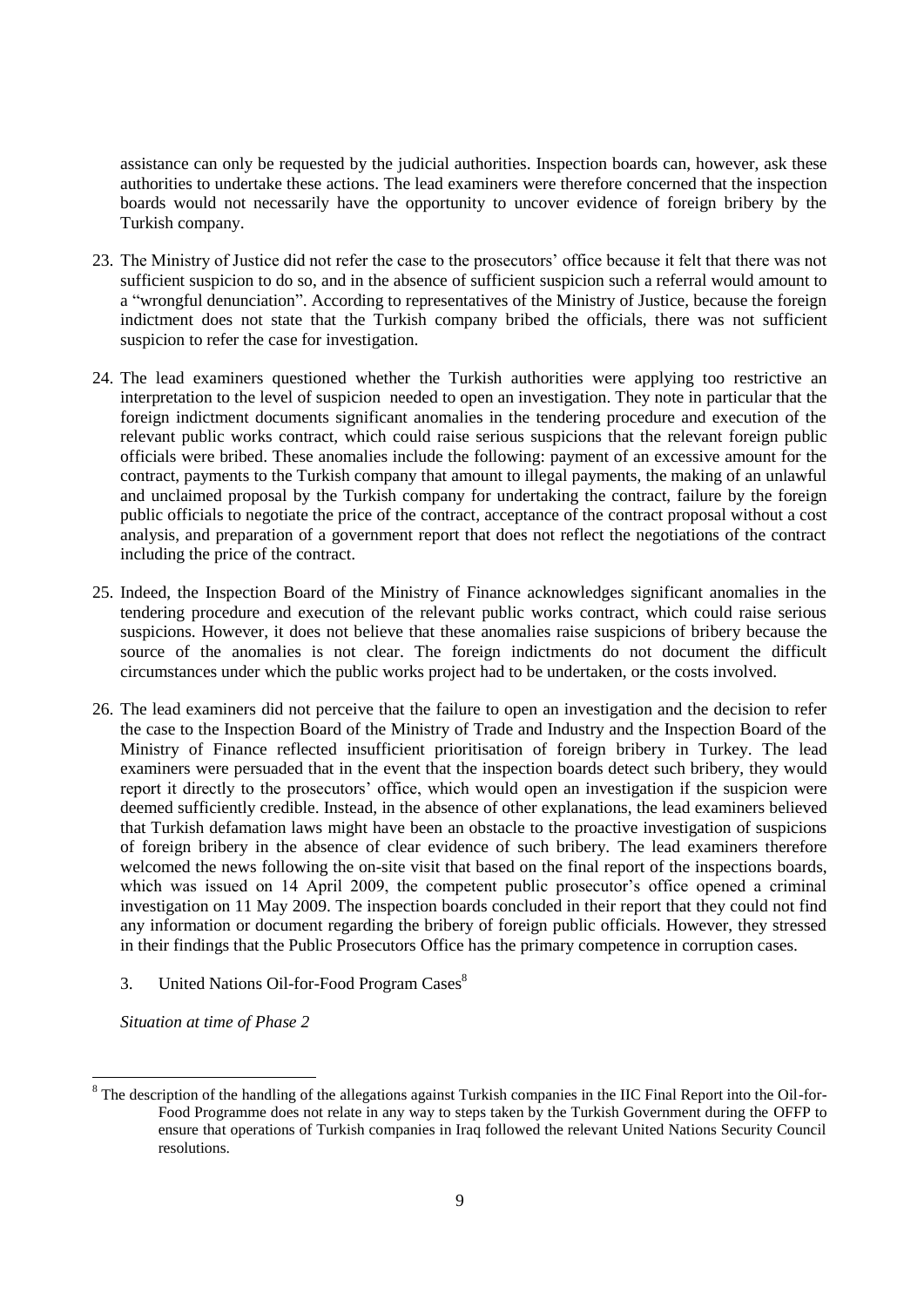assistance can only be requested by the judicial authorities. Inspection boards can, however, ask these authorities to undertake these actions. The lead examiners were therefore concerned that the inspection boards would not necessarily have the opportunity to uncover evidence of foreign bribery by the Turkish company.

23. The Ministry of Justice did not refer the case to the prosecutors' office because it felt that there was not sufficient suspicion to do so, and in the absence of sufficient suspicion such a referral would amount to a "wrongful denunciation". According to representatives of the Ministry of Justice, because the foreign indictment does not state that the Turkish company bribed the officials, there was not sufficient suspicion to refer the case for investigation.

24. The lead examiners questioned whether the Turkish authorities were applying too restrictive an interpretation to the level of suspicion needed to open an investigation. They note in particular that the foreign indictment documents significant anomalies in the tendering procedure and execution of the relevant public works contract, which could raise serious suspicions that the relevant foreign public officials were bribed. These anomalies include the following: payment of an excessive amount for the contract, payments to the Turkish company that amount to illegal payments, the making of an unlawful and unclaimed proposal by the Turkish company for undertaking the contract, failure by the foreign public officials to negotiate the price of the contract, acceptance of the contract proposal without a cost analysis, and preparation of a government report that does not reflect the negotiations of the contract including the price of the contract.

25. Indeed, the Inspection Board of the Ministry of Finance acknowledges significant anomalies in the tendering procedure and execution of the relevant public works contract, which could raise serious suspicions. However, it does not believe that these anomalies raise suspicions of bribery because the source of the anomalies is not clear. The foreign indictments do not document the difficult circumstances under which the public works project had to be undertaken, or the costs involved.

26. The lead examiners did not perceive that the failure to open an investigation and the decision to refer the case to the Inspection Board of the Ministry of Trade and Industry and the Inspection Board of the Ministry of Finance reflected insufficient prioritisation of foreign bribery in Turkey. The lead examiners were persuaded that in the event that the inspection boards detect such bribery, they would report it directly to the prosecutors' office, which would open an investigation if the suspicion were deemed sufficiently credible. Instead, in the absence of other explanations, the lead examiners believed that Turkish defamation laws might have been an obstacle to the proactive investigation of suspicions of foreign bribery in the absence of clear evidence of such bribery. The lead examiners therefore welcomed the news following the on-site visit that based on the final report of the inspections boards, which was issued on 14 April 2009, the competent public prosecutor's office opened a criminal investigation on 11 May 2009. The inspection boards concluded in their report that they could not find any information or document regarding the bribery of foreign public officials. However, they stressed in their findings that the Public Prosecutors Office has the primary competence in corruption cases.

3. United Nations Oil-for-Food Program Cases[8]

*Situation at time of Phase 2*

[8] The description of the handling of the allegations against Turkish companies in the IIC Final Report into the Oil-for-Food Programme does not relate in any way to steps taken by the Turkish Government during the OFFP to ensure that operations of Turkish companies in Iraq followed the relevant United Nations Security Council resolutions.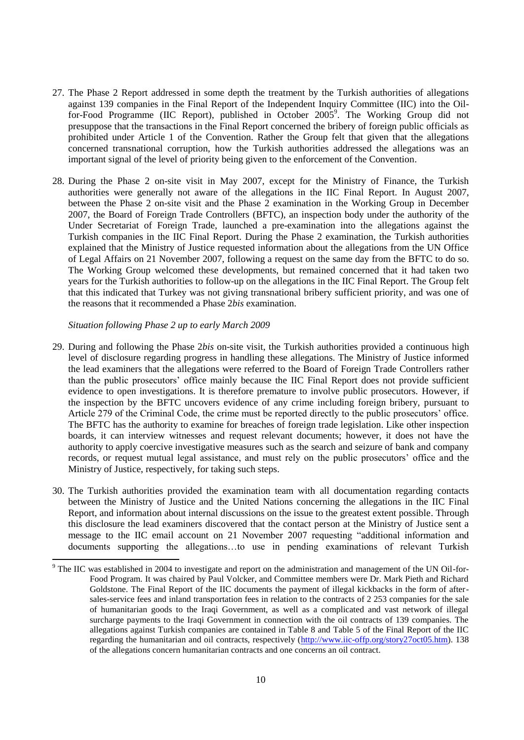27. The Phase 2 Report addressed in some depth the treatment by the Turkish authorities of allegations against 139 companies in the Final Report of the Independent Inquiry Committee (IIC) into the Oil-for-Food Programme (IIC Report), published in October 2005[9]. The Working Group did not presuppose that the transactions in the Final Report concerned the bribery of foreign public officials as prohibited under Article 1 of the Convention. Rather the Group felt that given that the allegations concerned transnational corruption, how the Turkish authorities addressed the allegations was an important signal of the level of priority being given to the enforcement of the Convention.

28. During the Phase 2 on-site visit in May 2007, except for the Ministry of Finance, the Turkish authorities were generally not aware of the allegations in the IIC Final Report. In August 2007, between the Phase 2 on-site visit and the Phase 2 examination in the Working Group in December 2007, the Board of Foreign Trade Controllers (BFTC), an inspection body under the authority of the Under Secretariat of Foreign Trade, launched a pre-examination into the allegations against the Turkish companies in the IIC Final Report. During the Phase 2 examination, the Turkish authorities explained that the Ministry of Justice requested information about the allegations from the UN Office of Legal Affairs on 21 November 2007, following a request on the same day from the BFTC to do so. The Working Group welcomed these developments, but remained concerned that it had taken two years for the Turkish authorities to follow-up on the allegations in the IIC Final Report. The Group felt that this indicated that Turkey was not giving transnational bribery sufficient priority, and was one of the reasons that it recommended a Phase 2*bis* examination.

*Situation following Phase 2 up to early March 2009*

29. During and following the Phase 2*bis* on-site visit, the Turkish authorities provided a continuous high level of disclosure regarding progress in handling these allegations. The Ministry of Justice informed the lead examiners that the allegations were referred to the Board of Foreign Trade Controllers rather than the public prosecutors' office mainly because the IIC Final Report does not provide sufficient evidence to open investigations. It is therefore premature to involve public prosecutors. However, if the inspection by the BFTC uncovers evidence of any crime including foreign bribery, pursuant to Article 279 of the Criminal Code, the crime must be reported directly to the public prosecutors' office. The BFTC has the authority to examine for breaches of foreign trade legislation. Like other inspection boards, it can interview witnesses and request relevant documents; however, it does not have the authority to apply coercive investigative measures such as the search and seizure of bank and company records, or request mutual legal assistance, and must rely on the public prosecutors' office and the Ministry of Justice, respectively, for taking such steps.

30. The Turkish authorities provided the examination team with all documentation regarding contacts between the Ministry of Justice and the United Nations concerning the allegations in the IIC Final Report, and information about internal discussions on the issue to the greatest extent possible. Through this disclosure the lead examiners discovered that the contact person at the Ministry of Justice sent a message to the IIC email account on 21 November 2007 requesting "additional information and documents supporting the allegations…to use in pending examinations of relevant Turkish

[9] The IIC was established in 2004 to investigate and report on the administration and management of the UN Oil-for-Food Program. It was chaired by Paul Volcker, and Committee members were Dr. Mark Pieth and Richard Goldstone. The Final Report of the IIC documents the payment of illegal kickbacks in the form of after-sales-service fees and inland transportation fees in relation to the contracts of 2 253 companies for the sale of humanitarian goods to the Iraqi Government, as well as a complicated and vast network of illegal surcharge payments to the Iraqi Government in connection with the oil contracts of 139 companies. The allegations against Turkish companies are contained in Table 8 and Table 5 of the Final Report of the IIC regarding the humanitarian and oil contracts, respectively (http://www.iic-offp.org/story27oct05.htm). 138 of the allegations concern humanitarian contracts and one concerns an oil contract.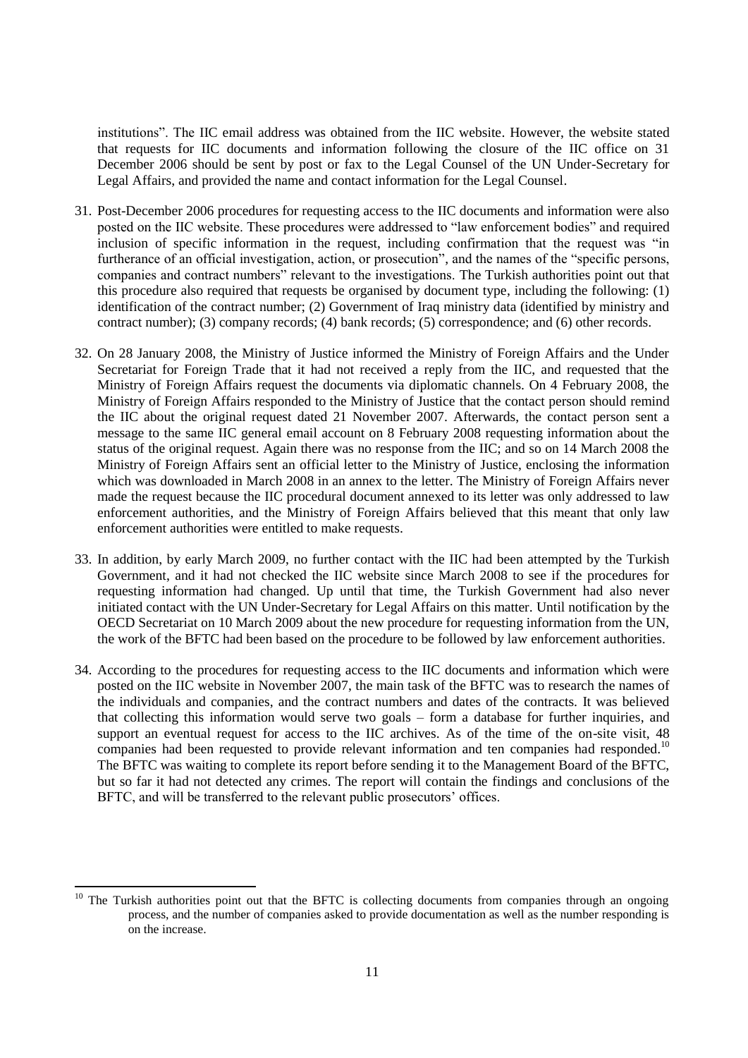institutions". The IIC email address was obtained from the IIC website. However, the website stated that requests for IIC documents and information following the closure of the IIC office on 31 December 2006 should be sent by post or fax to the Legal Counsel of the UN Under-Secretary for Legal Affairs, and provided the name and contact information for the Legal Counsel.

31. Post-December 2006 procedures for requesting access to the IIC documents and information were also posted on the IIC website. These procedures were addressed to "law enforcement bodies" and required inclusion of specific information in the request, including confirmation that the request was "in furtherance of an official investigation, action, or prosecution", and the names of the "specific persons, companies and contract numbers" relevant to the investigations. The Turkish authorities point out that this procedure also required that requests be organised by document type, including the following: (1) identification of the contract number; (2) Government of Iraq ministry data (identified by ministry and contract number); (3) company records; (4) bank records; (5) correspondence; and (6) other records.

32. On 28 January 2008, the Ministry of Justice informed the Ministry of Foreign Affairs and the Under Secretariat for Foreign Trade that it had not received a reply from the IIC, and requested that the Ministry of Foreign Affairs request the documents via diplomatic channels. On 4 February 2008, the Ministry of Foreign Affairs responded to the Ministry of Justice that the contact person should remind the IIC about the original request dated 21 November 2007. Afterwards, the contact person sent a message to the same IIC general email account on 8 February 2008 requesting information about the status of the original request. Again there was no response from the IIC; and so on 14 March 2008 the Ministry of Foreign Affairs sent an official letter to the Ministry of Justice, enclosing the information which was downloaded in March 2008 in an annex to the letter. The Ministry of Foreign Affairs never made the request because the IIC procedural document annexed to its letter was only addressed to law enforcement authorities, and the Ministry of Foreign Affairs believed that this meant that only law enforcement authorities were entitled to make requests.

33. In addition, by early March 2009, no further contact with the IIC had been attempted by the Turkish Government, and it had not checked the IIC website since March 2008 to see if the procedures for requesting information had changed. Up until that time, the Turkish Government had also never initiated contact with the UN Under-Secretary for Legal Affairs on this matter. Until notification by the OECD Secretariat on 10 March 2009 about the new procedure for requesting information from the UN, the work of the BFTC had been based on the procedure to be followed by law enforcement authorities.

34. According to the procedures for requesting access to the IIC documents and information which were posted on the IIC website in November 2007, the main task of the BFTC was to research the names of the individuals and companies, and the contract numbers and dates of the contracts. It was believed that collecting this information would serve two goals – form a database for further inquiries, and support an eventual request for access to the IIC archives. As of the time of the on-site visit, 48 companies had been requested to provide relevant information and ten companies had responded.[10] The BFTC was waiting to complete its report before sending it to the Management Board of the BFTC, but so far it had not detected any crimes. The report will contain the findings and conclusions of the BFTC, and will be transferred to the relevant public prosecutors' offices.

[10] The Turkish authorities point out that the BFTC is collecting documents from companies through an ongoing process, and the number of companies asked to provide documentation as well as the number responding is on the increase.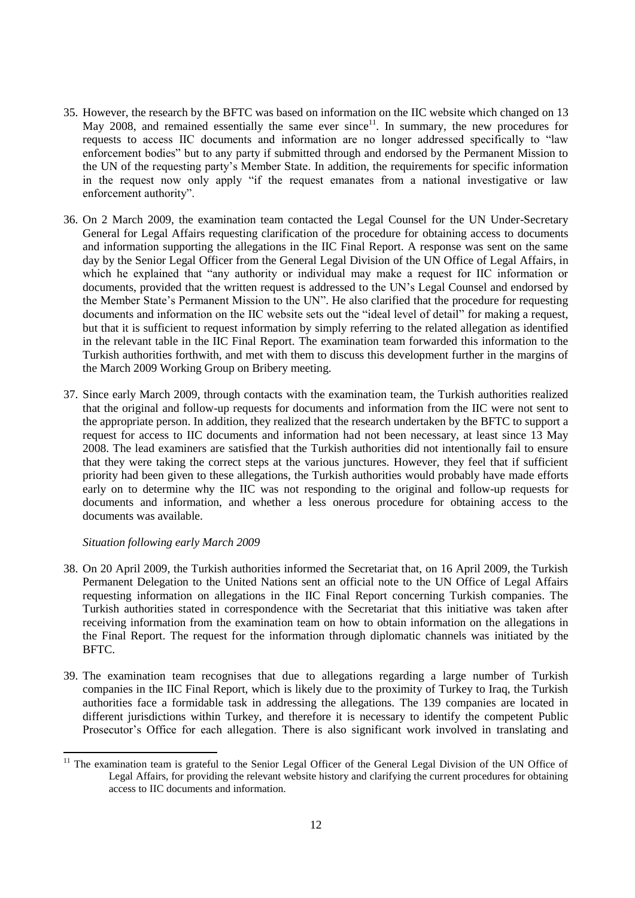35. However, the research by the BFTC was based on information on the IIC website which changed on 13 May 2008, and remained essentially the same ever since[11]. In summary, the new procedures for requests to access IIC documents and information are no longer addressed specifically to "law enforcement bodies" but to any party if submitted through and endorsed by the Permanent Mission to the UN of the requesting party's Member State. In addition, the requirements for specific information in the request now only apply "if the request emanates from a national investigative or law enforcement authority".

36. On 2 March 2009, the examination team contacted the Legal Counsel for the UN Under-Secretary General for Legal Affairs requesting clarification of the procedure for obtaining access to documents and information supporting the allegations in the IIC Final Report. A response was sent on the same day by the Senior Legal Officer from the General Legal Division of the UN Office of Legal Affairs, in which he explained that "any authority or individual may make a request for IIC information or documents, provided that the written request is addressed to the UN's Legal Counsel and endorsed by the Member State's Permanent Mission to the UN". He also clarified that the procedure for requesting documents and information on the IIC website sets out the "ideal level of detail" for making a request, but that it is sufficient to request information by simply referring to the related allegation as identified in the relevant table in the IIC Final Report. The examination team forwarded this information to the Turkish authorities forthwith, and met with them to discuss this development further in the margins of the March 2009 Working Group on Bribery meeting.

37. Since early March 2009, through contacts with the examination team, the Turkish authorities realized that the original and follow-up requests for documents and information from the IIC were not sent to the appropriate person. In addition, they realized that the research undertaken by the BFTC to support a request for access to IIC documents and information had not been necessary, at least since 13 May 2008. The lead examiners are satisfied that the Turkish authorities did not intentionally fail to ensure that they were taking the correct steps at the various junctures. However, they feel that if sufficient priority had been given to these allegations, the Turkish authorities would probably have made efforts early on to determine why the IIC was not responding to the original and follow-up requests for documents and information, and whether a less onerous procedure for obtaining access to the documents was available.

*Situation following early March 2009*

38. On 20 April 2009, the Turkish authorities informed the Secretariat that, on 16 April 2009, the Turkish Permanent Delegation to the United Nations sent an official note to the UN Office of Legal Affairs requesting information on allegations in the IIC Final Report concerning Turkish companies. The Turkish authorities stated in correspondence with the Secretariat that this initiative was taken after receiving information from the examination team on how to obtain information on the allegations in the Final Report. The request for the information through diplomatic channels was initiated by the BFTC.

39. The examination team recognises that due to allegations regarding a large number of Turkish companies in the IIC Final Report, which is likely due to the proximity of Turkey to Iraq, the Turkish authorities face a formidable task in addressing the allegations. The 139 companies are located in different jurisdictions within Turkey, and therefore it is necessary to identify the competent Public Prosecutor's Office for each allegation. There is also significant work involved in translating and

[11] The examination team is grateful to the Senior Legal Officer of the General Legal Division of the UN Office of Legal Affairs, for providing the relevant website history and clarifying the current procedures for obtaining access to IIC documents and information.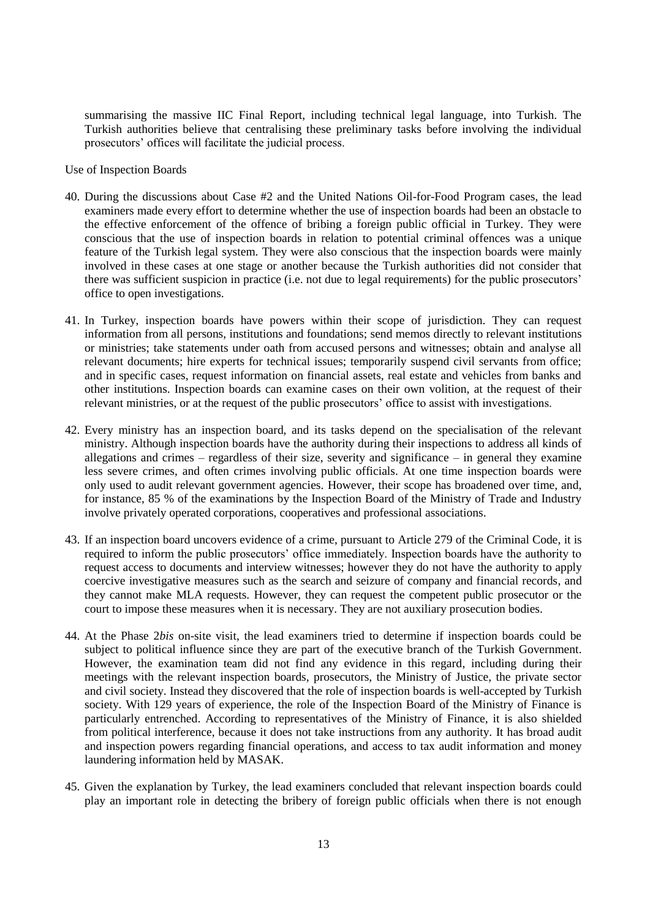summarising the massive IIC Final Report, including technical legal language, into Turkish. The Turkish authorities believe that centralising these preliminary tasks before involving the individual prosecutors' offices will facilitate the judicial process.

Use of Inspection Boards

40. During the discussions about Case #2 and the United Nations Oil-for-Food Program cases, the lead examiners made every effort to determine whether the use of inspection boards had been an obstacle to the effective enforcement of the offence of bribing a foreign public official in Turkey. They were conscious that the use of inspection boards in relation to potential criminal offences was a unique feature of the Turkish legal system. They were also conscious that the inspection boards were mainly involved in these cases at one stage or another because the Turkish authorities did not consider that there was sufficient suspicion in practice (i.e. not due to legal requirements) for the public prosecutors' office to open investigations.

41. In Turkey, inspection boards have powers within their scope of jurisdiction. They can request information from all persons, institutions and foundations; send memos directly to relevant institutions or ministries; take statements under oath from accused persons and witnesses; obtain and analyse all relevant documents; hire experts for technical issues; temporarily suspend civil servants from office; and in specific cases, request information on financial assets, real estate and vehicles from banks and other institutions. Inspection boards can examine cases on their own volition, at the request of their relevant ministries, or at the request of the public prosecutors' office to assist with investigations.

42. Every ministry has an inspection board, and its tasks depend on the specialisation of the relevant ministry. Although inspection boards have the authority during their inspections to address all kinds of allegations and crimes – regardless of their size, severity and significance – in general they examine less severe crimes, and often crimes involving public officials. At one time inspection boards were only used to audit relevant government agencies. However, their scope has broadened over time, and, for instance, 85 % of the examinations by the Inspection Board of the Ministry of Trade and Industry involve privately operated corporations, cooperatives and professional associations.

43. If an inspection board uncovers evidence of a crime, pursuant to Article 279 of the Criminal Code, it is required to inform the public prosecutors' office immediately. Inspection boards have the authority to request access to documents and interview witnesses; however they do not have the authority to apply coercive investigative measures such as the search and seizure of company and financial records, and they cannot make MLA requests. However, they can request the competent public prosecutor or the court to impose these measures when it is necessary. They are not auxiliary prosecution bodies.

44. At the Phase 2*bis* on-site visit, the lead examiners tried to determine if inspection boards could be subject to political influence since they are part of the executive branch of the Turkish Government. However, the examination team did not find any evidence in this regard, including during their meetings with the relevant inspection boards, prosecutors, the Ministry of Justice, the private sector and civil society. Instead they discovered that the role of inspection boards is well-accepted by Turkish society. With 129 years of experience, the role of the Inspection Board of the Ministry of Finance is particularly entrenched. According to representatives of the Ministry of Finance, it is also shielded from political interference, because it does not take instructions from any authority. It has broad audit and inspection powers regarding financial operations, and access to tax audit information and money laundering information held by MASAK.

45. Given the explanation by Turkey, the lead examiners concluded that relevant inspection boards could play an important role in detecting the bribery of foreign public officials when there is not enough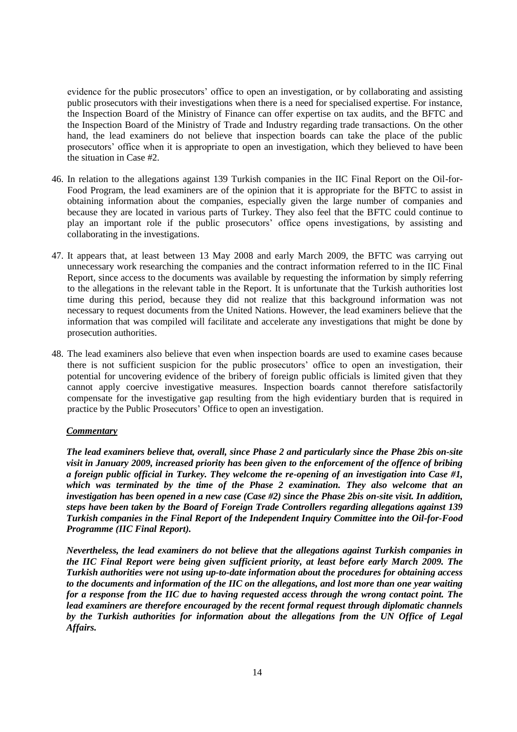evidence for the public prosecutors' office to open an investigation, or by collaborating and assisting public prosecutors with their investigations when there is a need for specialised expertise. For instance, the Inspection Board of the Ministry of Finance can offer expertise on tax audits, and the BFTC and the Inspection Board of the Ministry of Trade and Industry regarding trade transactions. On the other hand, the lead examiners do not believe that inspection boards can take the place of the public prosecutors' office when it is appropriate to open an investigation, which they believed to have been the situation in Case #2.

46. In relation to the allegations against 139 Turkish companies in the IIC Final Report on the Oil-for-Food Program, the lead examiners are of the opinion that it is appropriate for the BFTC to assist in obtaining information about the companies, especially given the large number of companies and because they are located in various parts of Turkey. They also feel that the BFTC could continue to play an important role if the public prosecutors' office opens investigations, by assisting and collaborating in the investigations.

47. It appears that, at least between 13 May 2008 and early March 2009, the BFTC was carrying out unnecessary work researching the companies and the contract information referred to in the IIC Final Report, since access to the documents was available by requesting the information by simply referring to the allegations in the relevant table in the Report. It is unfortunate that the Turkish authorities lost time during this period, because they did not realize that this background information was not necessary to request documents from the United Nations. However, the lead examiners believe that the information that was compiled will facilitate and accelerate any investigations that might be done by prosecution authorities.

48. The lead examiners also believe that even when inspection boards are used to examine cases because there is not sufficient suspicion for the public prosecutors' office to open an investigation, their potential for uncovering evidence of the bribery of foreign public officials is limited given that they cannot apply coercive investigative measures. Inspection boards cannot therefore satisfactorily compensate for the investigative gap resulting from the high evidentiary burden that is required in practice by the Public Prosecutors' Office to open an investigation.

***Commentary***

***The lead examiners believe that, overall, since Phase 2 and particularly since the Phase 2bis on-site visit in January 2009, increased priority has been given to the enforcement of the offence of bribing a foreign public official in Turkey. They welcome the re-opening of an investigation into Case #1, which was terminated by the time of the Phase 2 examination. They also welcome that an investigation has been opened in a new case (Case #2) since the Phase 2bis on-site visit. In addition, steps have been taken by the Board of Foreign Trade Controllers regarding allegations against 139 Turkish companies in the Final Report of the Independent Inquiry Committee into the Oil-for-Food Programme (IIC Final Report).***

***Nevertheless, the lead examiners do not believe that the allegations against Turkish companies in the IIC Final Report were being given sufficient priority, at least before early March 2009. The Turkish authorities were not using up-to-date information about the procedures for obtaining access to the documents and information of the IIC on the allegations, and lost more than one year waiting for a response from the IIC due to having requested access through the wrong contact point. The lead examiners are therefore encouraged by the recent formal request through diplomatic channels by the Turkish authorities for information about the allegations from the UN Office of Legal Affairs.***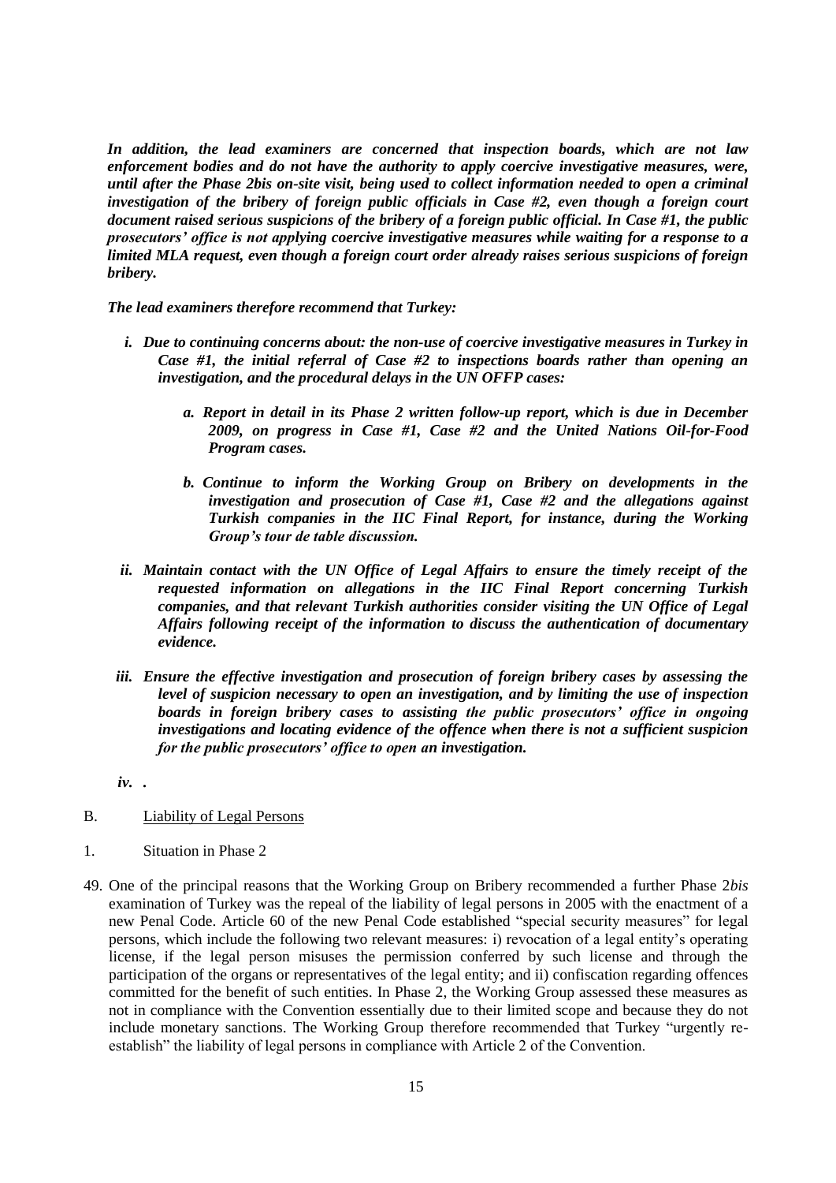***In addition, the lead examiners are concerned that inspection boards, which are not law enforcement bodies and do not have the authority to apply coercive investigative measures, were, until after the Phase 2bis on-site visit, being used to collect information needed to open a criminal investigation of the bribery of foreign public officials in Case #2, even though a foreign court document raised serious suspicions of the bribery of a foreign public official. In Case #1, the public prosecutors' office is not applying coercive investigative measures while waiting for a response to a limited MLA request, even though a foreign court order already raises serious suspicions of foreign bribery.***

***The lead examiners therefore recommend that Turkey:***

- ***i. Due to continuing concerns about: the non-use of coercive investigative measures in Turkey in Case #1, the initial referral of Case #2 to inspections boards rather than opening an investigation, and the procedural delays in the UN OFFP cases:***
  - ***a. Report in detail in its Phase 2 written follow-up report, which is due in December 2009, on progress in Case #1, Case #2 and the United Nations Oil-for-Food Program cases.***
  - ***b. Continue to inform the Working Group on Bribery on developments in the investigation and prosecution of Case #1, Case #2 and the allegations against Turkish companies in the IIC Final Report, for instance, during the Working Group's tour de table discussion.***
- ***ii. Maintain contact with the UN Office of Legal Affairs to ensure the timely receipt of the requested information on allegations in the IIC Final Report concerning Turkish companies, and that relevant Turkish authorities consider visiting the UN Office of Legal Affairs following receipt of the information to discuss the authentication of documentary evidence.***
- ***iii. Ensure the effective investigation and prosecution of foreign bribery cases by assessing the level of suspicion necessary to open an investigation, and by limiting the use of inspection boards in foreign bribery cases to assisting the public prosecutors' office in ongoing investigations and locating evidence of the offence when there is not a sufficient suspicion for the public prosecutors' office to open an investigation.***
- ***iv. .***

## B. Liability of Legal Persons

### 1. Situation in Phase 2

49. One of the principal reasons that the Working Group on Bribery recommended a further Phase 2*bis* examination of Turkey was the repeal of the liability of legal persons in 2005 with the enactment of a new Penal Code. Article 60 of the new Penal Code established "special security measures" for legal persons, which include the following two relevant measures: i) revocation of a legal entity's operating license, if the legal person misuses the permission conferred by such license and through the participation of the organs or representatives of the legal entity; and ii) confiscation regarding offences committed for the benefit of such entities. In Phase 2, the Working Group assessed these measures as not in compliance with the Convention essentially due to their limited scope and because they do not include monetary sanctions. The Working Group therefore recommended that Turkey "urgently re-establish" the liability of legal persons in compliance with Article 2 of the Convention.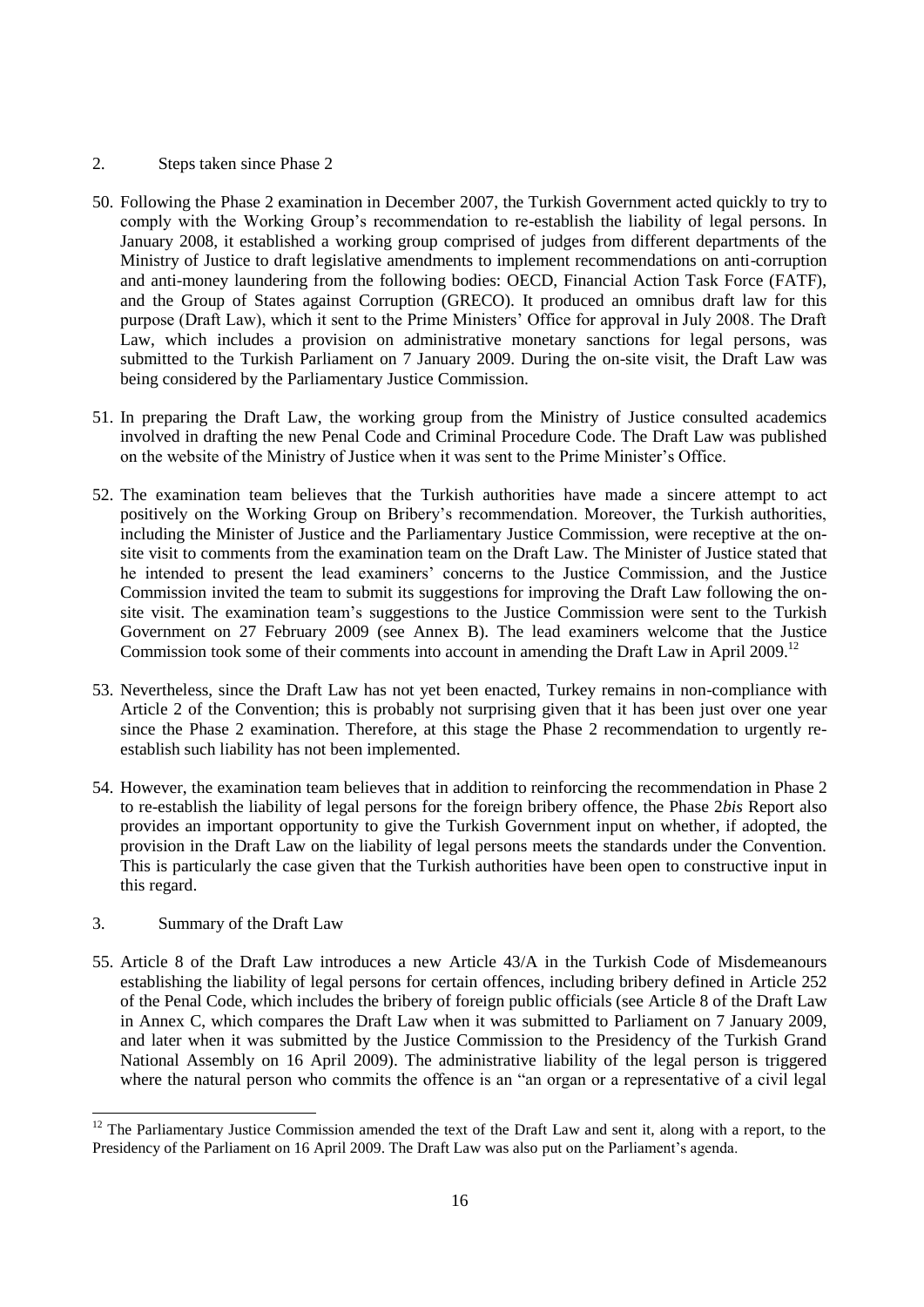## 2. Steps taken since Phase 2

50. Following the Phase 2 examination in December 2007, the Turkish Government acted quickly to try to comply with the Working Group's recommendation to re-establish the liability of legal persons. In January 2008, it established a working group comprised of judges from different departments of the Ministry of Justice to draft legislative amendments to implement recommendations on anti-corruption and anti-money laundering from the following bodies: OECD, Financial Action Task Force (FATF), and the Group of States against Corruption (GRECO). It produced an omnibus draft law for this purpose (Draft Law), which it sent to the Prime Ministers' Office for approval in July 2008. The Draft Law, which includes a provision on administrative monetary sanctions for legal persons, was submitted to the Turkish Parliament on 7 January 2009. During the on-site visit, the Draft Law was being considered by the Parliamentary Justice Commission.

51. In preparing the Draft Law, the working group from the Ministry of Justice consulted academics involved in drafting the new Penal Code and Criminal Procedure Code. The Draft Law was published on the website of the Ministry of Justice when it was sent to the Prime Minister's Office.

52. The examination team believes that the Turkish authorities have made a sincere attempt to act positively on the Working Group on Bribery's recommendation. Moreover, the Turkish authorities, including the Minister of Justice and the Parliamentary Justice Commission, were receptive at the on-site visit to comments from the examination team on the Draft Law. The Minister of Justice stated that he intended to present the lead examiners' concerns to the Justice Commission, and the Justice Commission invited the team to submit its suggestions for improving the Draft Law following the on-site visit. The examination team's suggestions to the Justice Commission were sent to the Turkish Government on 27 February 2009 (see Annex B). The lead examiners welcome that the Justice Commission took some of their comments into account in amending the Draft Law in April 2009.[12]

53. Nevertheless, since the Draft Law has not yet been enacted, Turkey remains in non-compliance with Article 2 of the Convention; this is probably not surprising given that it has been just over one year since the Phase 2 examination. Therefore, at this stage the Phase 2 recommendation to urgently re-establish such liability has not been implemented.

54. However, the examination team believes that in addition to reinforcing the recommendation in Phase 2 to re-establish the liability of legal persons for the foreign bribery offence, the Phase 2*bis* Report also provides an important opportunity to give the Turkish Government input on whether, if adopted, the provision in the Draft Law on the liability of legal persons meets the standards under the Convention. This is particularly the case given that the Turkish authorities have been open to constructive input in this regard.

## 3. Summary of the Draft Law

55. Article 8 of the Draft Law introduces a new Article 43/A in the Turkish Code of Misdemeanours establishing the liability of legal persons for certain offences, including bribery defined in Article 252 of the Penal Code, which includes the bribery of foreign public officials (see Article 8 of the Draft Law in Annex C, which compares the Draft Law when it was submitted to Parliament on 7 January 2009, and later when it was submitted by the Justice Commission to the Presidency of the Turkish Grand National Assembly on 16 April 2009). The administrative liability of the legal person is triggered where the natural person who commits the offence is an "an organ or a representative of a civil legal

---

[12] The Parliamentary Justice Commission amended the text of the Draft Law and sent it, along with a report, to the Presidency of the Parliament on 16 April 2009. The Draft Law was also put on the Parliament's agenda.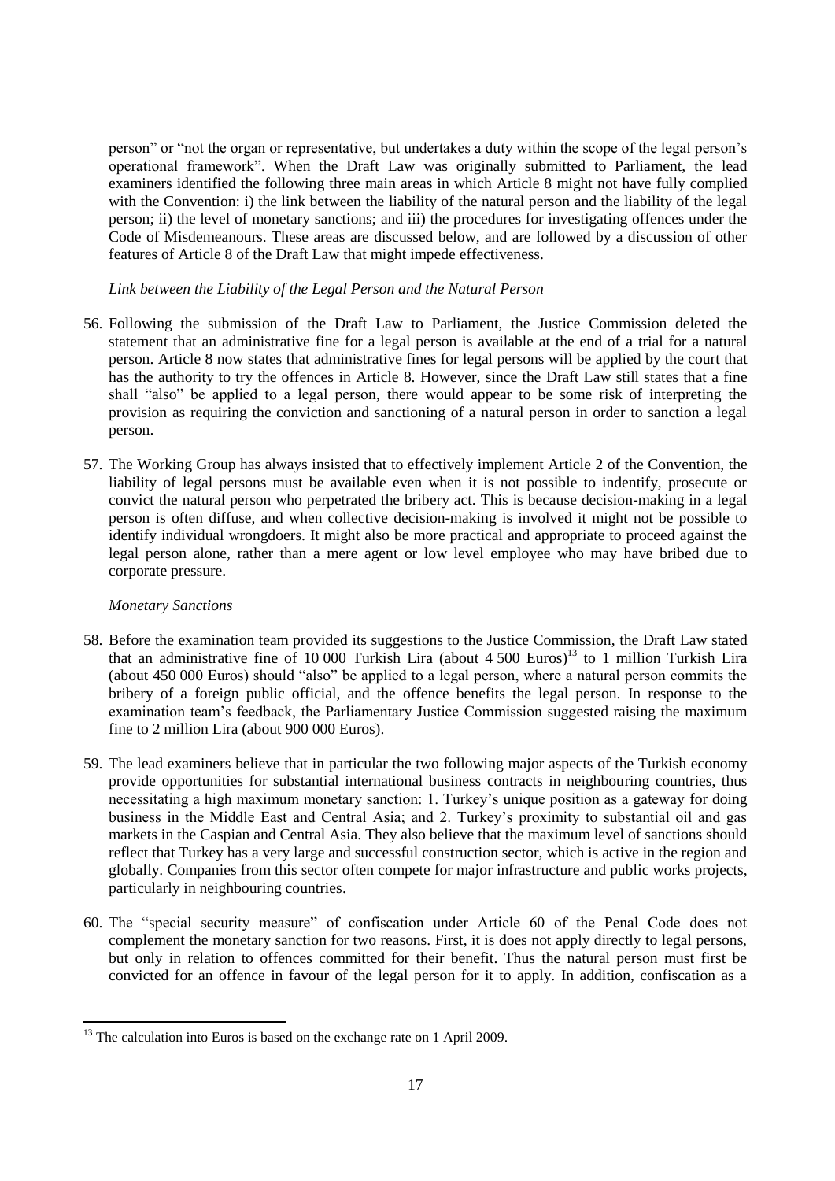person" or "not the organ or representative, but undertakes a duty within the scope of the legal person's operational framework". When the Draft Law was originally submitted to Parliament, the lead examiners identified the following three main areas in which Article 8 might not have fully complied with the Convention: i) the link between the liability of the natural person and the liability of the legal person; ii) the level of monetary sanctions; and iii) the procedures for investigating offences under the Code of Misdemeanours. These areas are discussed below, and are followed by a discussion of other features of Article 8 of the Draft Law that might impede effectiveness.

*Link between the Liability of the Legal Person and the Natural Person*

56. Following the submission of the Draft Law to Parliament, the Justice Commission deleted the statement that an administrative fine for a legal person is available at the end of a trial for a natural person. Article 8 now states that administrative fines for legal persons will be applied by the court that has the authority to try the offences in Article 8. However, since the Draft Law still states that a fine shall "<u>also</u>" be applied to a legal person, there would appear to be some risk of interpreting the provision as requiring the conviction and sanctioning of a natural person in order to sanction a legal person.

57. The Working Group has always insisted that to effectively implement Article 2 of the Convention, the liability of legal persons must be available even when it is not possible to indentify, prosecute or convict the natural person who perpetrated the bribery act. This is because decision-making in a legal person is often diffuse, and when collective decision-making is involved it might not be possible to identify individual wrongdoers. It might also be more practical and appropriate to proceed against the legal person alone, rather than a mere agent or low level employee who may have bribed due to corporate pressure.

*Monetary Sanctions*

58. Before the examination team provided its suggestions to the Justice Commission, the Draft Law stated that an administrative fine of 10 000 Turkish Lira (about 4 500 Euros)[13] to 1 million Turkish Lira (about 450 000 Euros) should "also" be applied to a legal person, where a natural person commits the bribery of a foreign public official, and the offence benefits the legal person. In response to the examination team's feedback, the Parliamentary Justice Commission suggested raising the maximum fine to 2 million Lira (about 900 000 Euros).

59. The lead examiners believe that in particular the two following major aspects of the Turkish economy provide opportunities for substantial international business contracts in neighbouring countries, thus necessitating a high maximum monetary sanction: 1. Turkey's unique position as a gateway for doing business in the Middle East and Central Asia; and 2. Turkey's proximity to substantial oil and gas markets in the Caspian and Central Asia. They also believe that the maximum level of sanctions should reflect that Turkey has a very large and successful construction sector, which is active in the region and globally. Companies from this sector often compete for major infrastructure and public works projects, particularly in neighbouring countries.

60. The "special security measure" of confiscation under Article 60 of the Penal Code does not complement the monetary sanction for two reasons. First, it is does not apply directly to legal persons, but only in relation to offences committed for their benefit. Thus the natural person must first be convicted for an offence in favour of the legal person for it to apply. In addition, confiscation as a

---

[13] The calculation into Euros is based on the exchange rate on 1 April 2009.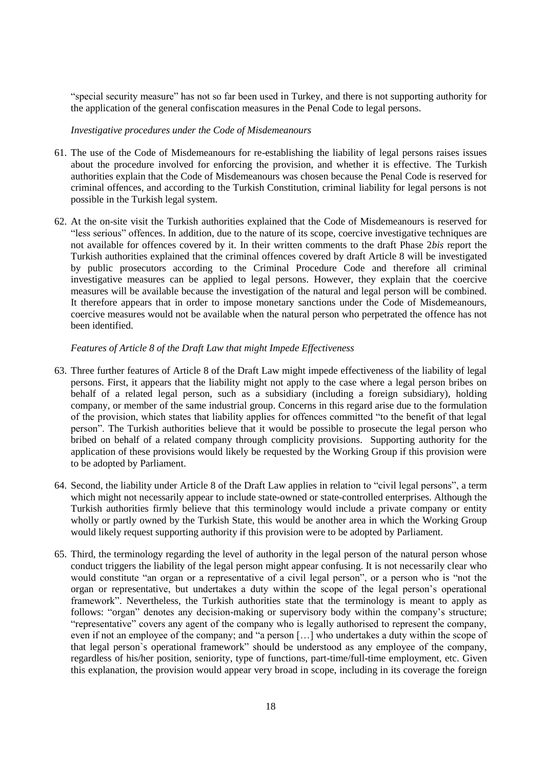"special security measure" has not so far been used in Turkey, and there is not supporting authority for the application of the general confiscation measures in the Penal Code to legal persons.

*Investigative procedures under the Code of Misdemeanours*

61. The use of the Code of Misdemeanours for re-establishing the liability of legal persons raises issues about the procedure involved for enforcing the provision, and whether it is effective. The Turkish authorities explain that the Code of Misdemeanours was chosen because the Penal Code is reserved for criminal offences, and according to the Turkish Constitution, criminal liability for legal persons is not possible in the Turkish legal system.

62. At the on-site visit the Turkish authorities explained that the Code of Misdemeanours is reserved for "less serious" offences. In addition, due to the nature of its scope, coercive investigative techniques are not available for offences covered by it. In their written comments to the draft Phase 2*bis* report the Turkish authorities explained that the criminal offences covered by draft Article 8 will be investigated by public prosecutors according to the Criminal Procedure Code and therefore all criminal investigative measures can be applied to legal persons. However, they explain that the coercive measures will be available because the investigation of the natural and legal person will be combined. It therefore appears that in order to impose monetary sanctions under the Code of Misdemeanours, coercive measures would not be available when the natural person who perpetrated the offence has not been identified.

*Features of Article 8 of the Draft Law that might Impede Effectiveness*

63. Three further features of Article 8 of the Draft Law might impede effectiveness of the liability of legal persons. First, it appears that the liability might not apply to the case where a legal person bribes on behalf of a related legal person, such as a subsidiary (including a foreign subsidiary), holding company, or member of the same industrial group. Concerns in this regard arise due to the formulation of the provision, which states that liability applies for offences committed "to the benefit of that legal person". The Turkish authorities believe that it would be possible to prosecute the legal person who bribed on behalf of a related company through complicity provisions. Supporting authority for the application of these provisions would likely be requested by the Working Group if this provision were to be adopted by Parliament.

64. Second, the liability under Article 8 of the Draft Law applies in relation to "civil legal persons", a term which might not necessarily appear to include state-owned or state-controlled enterprises. Although the Turkish authorities firmly believe that this terminology would include a private company or entity wholly or partly owned by the Turkish State, this would be another area in which the Working Group would likely request supporting authority if this provision were to be adopted by Parliament.

65. Third, the terminology regarding the level of authority in the legal person of the natural person whose conduct triggers the liability of the legal person might appear confusing. It is not necessarily clear who would constitute "an organ or a representative of a civil legal person", or a person who is "not the organ or representative, but undertakes a duty within the scope of the legal person's operational framework". Nevertheless, the Turkish authorities state that the terminology is meant to apply as follows: "organ" denotes any decision-making or supervisory body within the company's structure; "representative" covers any agent of the company who is legally authorised to represent the company, even if not an employee of the company; and "a person […] who undertakes a duty within the scope of that legal person`s operational framework" should be understood as any employee of the company, regardless of his/her position, seniority, type of functions, part-time/full-time employment, etc. Given this explanation, the provision would appear very broad in scope, including in its coverage the foreign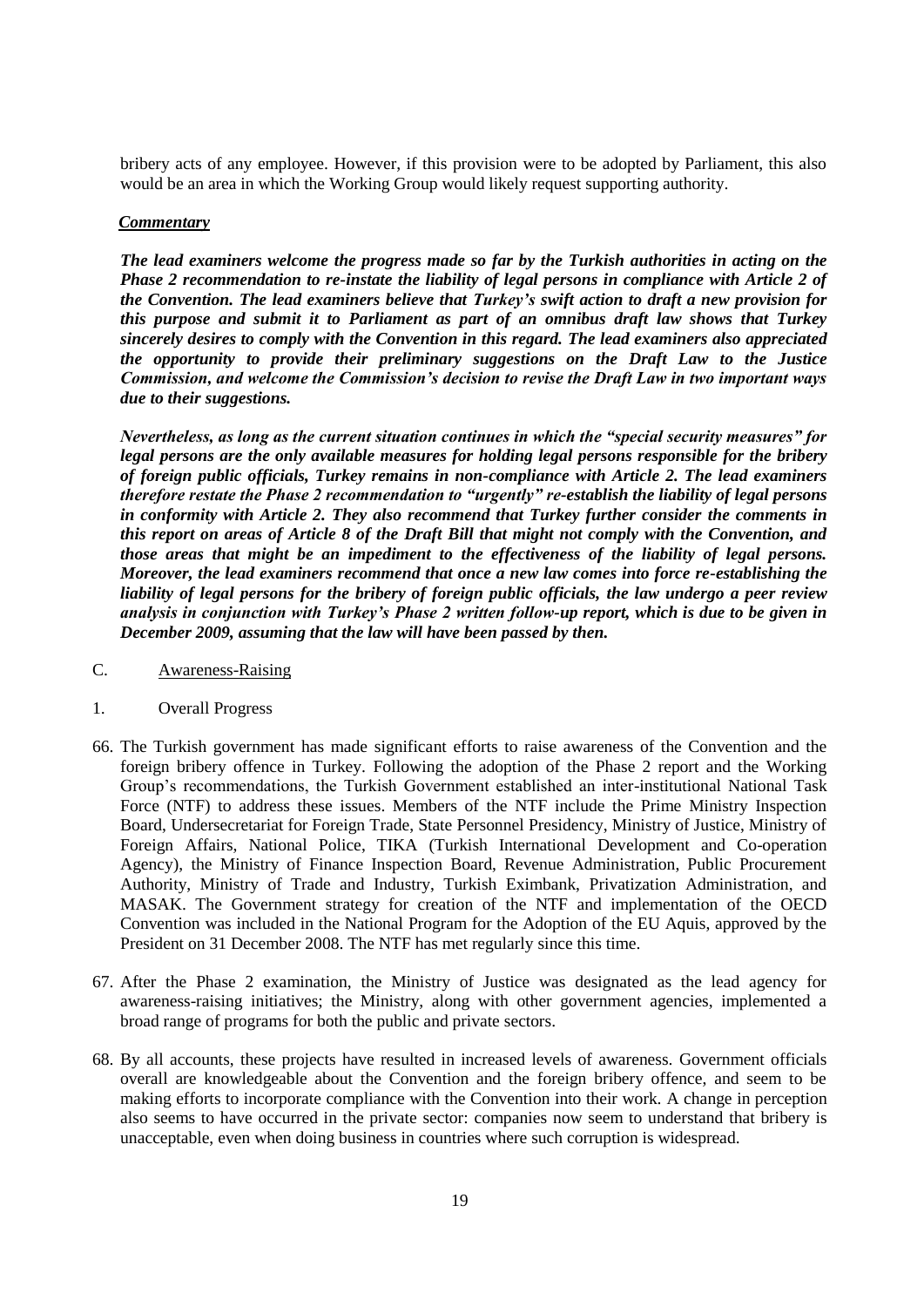bribery acts of any employee. However, if this provision were to be adopted by Parliament, this also would be an area in which the Working Group would likely request supporting authority.

***Commentary***

***The lead examiners welcome the progress made so far by the Turkish authorities in acting on the Phase 2 recommendation to re-instate the liability of legal persons in compliance with Article 2 of the Convention. The lead examiners believe that Turkey's swift action to draft a new provision for this purpose and submit it to Parliament as part of an omnibus draft law shows that Turkey sincerely desires to comply with the Convention in this regard. The lead examiners also appreciated the opportunity to provide their preliminary suggestions on the Draft Law to the Justice Commission, and welcome the Commission's decision to revise the Draft Law in two important ways due to their suggestions.***

***Nevertheless, as long as the current situation continues in which the "special security measures" for legal persons are the only available measures for holding legal persons responsible for the bribery of foreign public officials, Turkey remains in non-compliance with Article 2. The lead examiners therefore restate the Phase 2 recommendation to "urgently" re-establish the liability of legal persons in conformity with Article 2. They also recommend that Turkey further consider the comments in this report on areas of Article 8 of the Draft Bill that might not comply with the Convention, and those areas that might be an impediment to the effectiveness of the liability of legal persons. Moreover, the lead examiners recommend that once a new law comes into force re-establishing the liability of legal persons for the bribery of foreign public officials, the law undergo a peer review analysis in conjunction with Turkey's Phase 2 written follow-up report, which is due to be given in December 2009, assuming that the law will have been passed by then.***

## C. Awareness-Raising

### 1. Overall Progress

66. The Turkish government has made significant efforts to raise awareness of the Convention and the foreign bribery offence in Turkey. Following the adoption of the Phase 2 report and the Working Group's recommendations, the Turkish Government established an inter-institutional National Task Force (NTF) to address these issues. Members of the NTF include the Prime Ministry Inspection Board, Undersecretariat for Foreign Trade, State Personnel Presidency, Ministry of Justice, Ministry of Foreign Affairs, National Police, TIKA (Turkish International Development and Co-operation Agency), the Ministry of Finance Inspection Board, Revenue Administration, Public Procurement Authority, Ministry of Trade and Industry, Turkish Eximbank, Privatization Administration, and MASAK. The Government strategy for creation of the NTF and implementation of the OECD Convention was included in the National Program for the Adoption of the EU Aquis, approved by the President on 31 December 2008. The NTF has met regularly since this time.

67. After the Phase 2 examination, the Ministry of Justice was designated as the lead agency for awareness-raising initiatives; the Ministry, along with other government agencies, implemented a broad range of programs for both the public and private sectors.

68. By all accounts, these projects have resulted in increased levels of awareness. Government officials overall are knowledgeable about the Convention and the foreign bribery offence, and seem to be making efforts to incorporate compliance with the Convention into their work. A change in perception also seems to have occurred in the private sector: companies now seem to understand that bribery is unacceptable, even when doing business in countries where such corruption is widespread.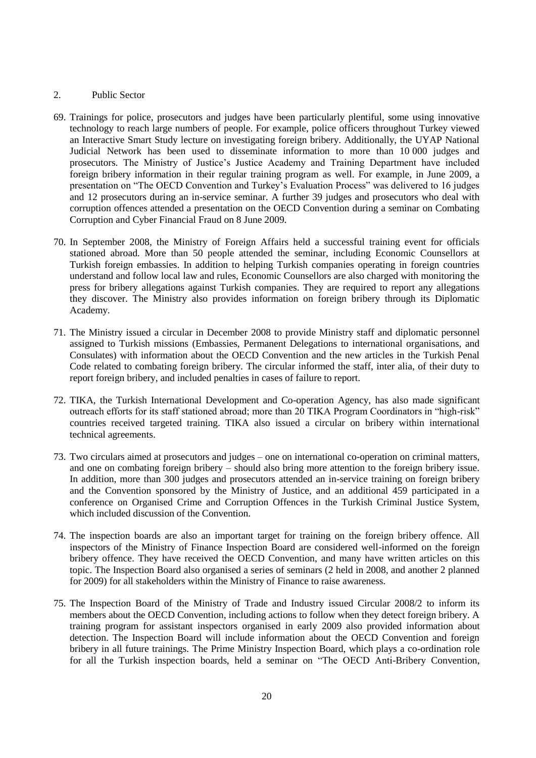## 2. Public Sector

69. Trainings for police, prosecutors and judges have been particularly plentiful, some using innovative technology to reach large numbers of people. For example, police officers throughout Turkey viewed an Interactive Smart Study lecture on investigating foreign bribery. Additionally, the UYAP National Judicial Network has been used to disseminate information to more than 10 000 judges and prosecutors. The Ministry of Justice's Justice Academy and Training Department have included foreign bribery information in their regular training program as well. For example, in June 2009, a presentation on "The OECD Convention and Turkey's Evaluation Process" was delivered to 16 judges and 12 prosecutors during an in-service seminar. A further 39 judges and prosecutors who deal with corruption offences attended a presentation on the OECD Convention during a seminar on Combating Corruption and Cyber Financial Fraud on 8 June 2009.

70. In September 2008, the Ministry of Foreign Affairs held a successful training event for officials stationed abroad. More than 50 people attended the seminar, including Economic Counsellors at Turkish foreign embassies. In addition to helping Turkish companies operating in foreign countries understand and follow local law and rules, Economic Counsellors are also charged with monitoring the press for bribery allegations against Turkish companies. They are required to report any allegations they discover. The Ministry also provides information on foreign bribery through its Diplomatic Academy.

71. The Ministry issued a circular in December 2008 to provide Ministry staff and diplomatic personnel assigned to Turkish missions (Embassies, Permanent Delegations to international organisations, and Consulates) with information about the OECD Convention and the new articles in the Turkish Penal Code related to combating foreign bribery. The circular informed the staff, inter alia, of their duty to report foreign bribery, and included penalties in cases of failure to report.

72. TIKA, the Turkish International Development and Co-operation Agency, has also made significant outreach efforts for its staff stationed abroad; more than 20 TIKA Program Coordinators in "high-risk" countries received targeted training. TIKA also issued a circular on bribery within international technical agreements.

73. Two circulars aimed at prosecutors and judges – one on international co-operation on criminal matters, and one on combating foreign bribery – should also bring more attention to the foreign bribery issue. In addition, more than 300 judges and prosecutors attended an in-service training on foreign bribery and the Convention sponsored by the Ministry of Justice, and an additional 459 participated in a conference on Organised Crime and Corruption Offences in the Turkish Criminal Justice System, which included discussion of the Convention.

74. The inspection boards are also an important target for training on the foreign bribery offence. All inspectors of the Ministry of Finance Inspection Board are considered well-informed on the foreign bribery offence. They have received the OECD Convention, and many have written articles on this topic. The Inspection Board also organised a series of seminars (2 held in 2008, and another 2 planned for 2009) for all stakeholders within the Ministry of Finance to raise awareness.

75. The Inspection Board of the Ministry of Trade and Industry issued Circular 2008/2 to inform its members about the OECD Convention, including actions to follow when they detect foreign bribery. A training program for assistant inspectors organised in early 2009 also provided information about detection. The Inspection Board will include information about the OECD Convention and foreign bribery in all future trainings. The Prime Ministry Inspection Board, which plays a co-ordination role for all the Turkish inspection boards, held a seminar on "The OECD Anti-Bribery Convention,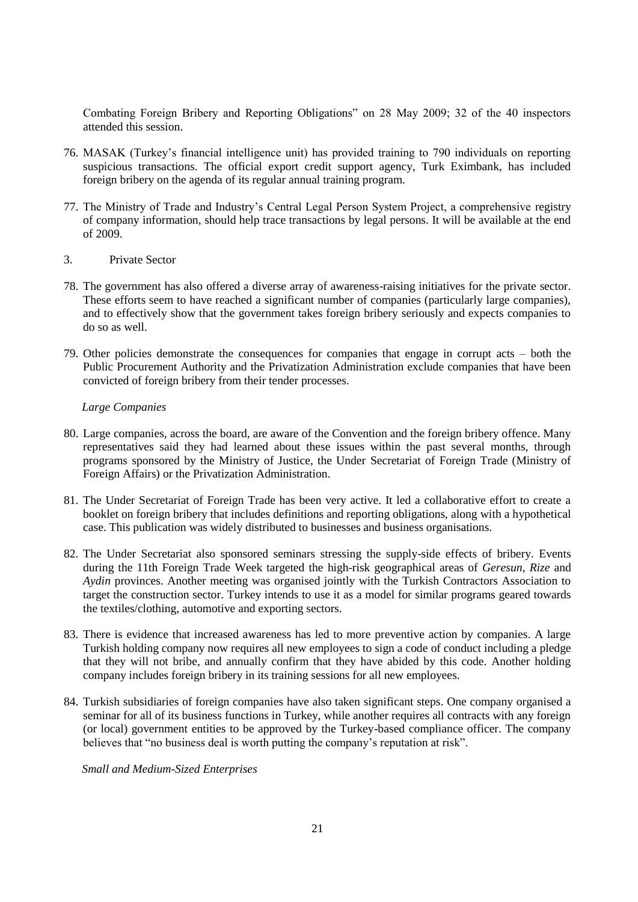Combating Foreign Bribery and Reporting Obligations" on 28 May 2009; 32 of the 40 inspectors attended this session.

76. MASAK (Turkey's financial intelligence unit) has provided training to 790 individuals on reporting suspicious transactions. The official export credit support agency, Turk Eximbank, has included foreign bribery on the agenda of its regular annual training program.

77. The Ministry of Trade and Industry's Central Legal Person System Project, a comprehensive registry of company information, should help trace transactions by legal persons. It will be available at the end of 2009.

## 3. Private Sector

78. The government has also offered a diverse array of awareness-raising initiatives for the private sector. These efforts seem to have reached a significant number of companies (particularly large companies), and to effectively show that the government takes foreign bribery seriously and expects companies to do so as well.

79. Other policies demonstrate the consequences for companies that engage in corrupt acts – both the Public Procurement Authority and the Privatization Administration exclude companies that have been convicted of foreign bribery from their tender processes.

*Large Companies*

80. Large companies, across the board, are aware of the Convention and the foreign bribery offence. Many representatives said they had learned about these issues within the past several months, through programs sponsored by the Ministry of Justice, the Under Secretariat of Foreign Trade (Ministry of Foreign Affairs) or the Privatization Administration.

81. The Under Secretariat of Foreign Trade has been very active. It led a collaborative effort to create a booklet on foreign bribery that includes definitions and reporting obligations, along with a hypothetical case. This publication was widely distributed to businesses and business organisations.

82. The Under Secretariat also sponsored seminars stressing the supply-side effects of bribery. Events during the 11th Foreign Trade Week targeted the high-risk geographical areas of *Geresun*, *Rize* and *Aydin* provinces. Another meeting was organised jointly with the Turkish Contractors Association to target the construction sector. Turkey intends to use it as a model for similar programs geared towards the textiles/clothing, automotive and exporting sectors.

83. There is evidence that increased awareness has led to more preventive action by companies. A large Turkish holding company now requires all new employees to sign a code of conduct including a pledge that they will not bribe, and annually confirm that they have abided by this code. Another holding company includes foreign bribery in its training sessions for all new employees.

84. Turkish subsidiaries of foreign companies have also taken significant steps. One company organised a seminar for all of its business functions in Turkey, while another requires all contracts with any foreign (or local) government entities to be approved by the Turkey-based compliance officer. The company believes that "no business deal is worth putting the company's reputation at risk".

*Small and Medium-Sized Enterprises*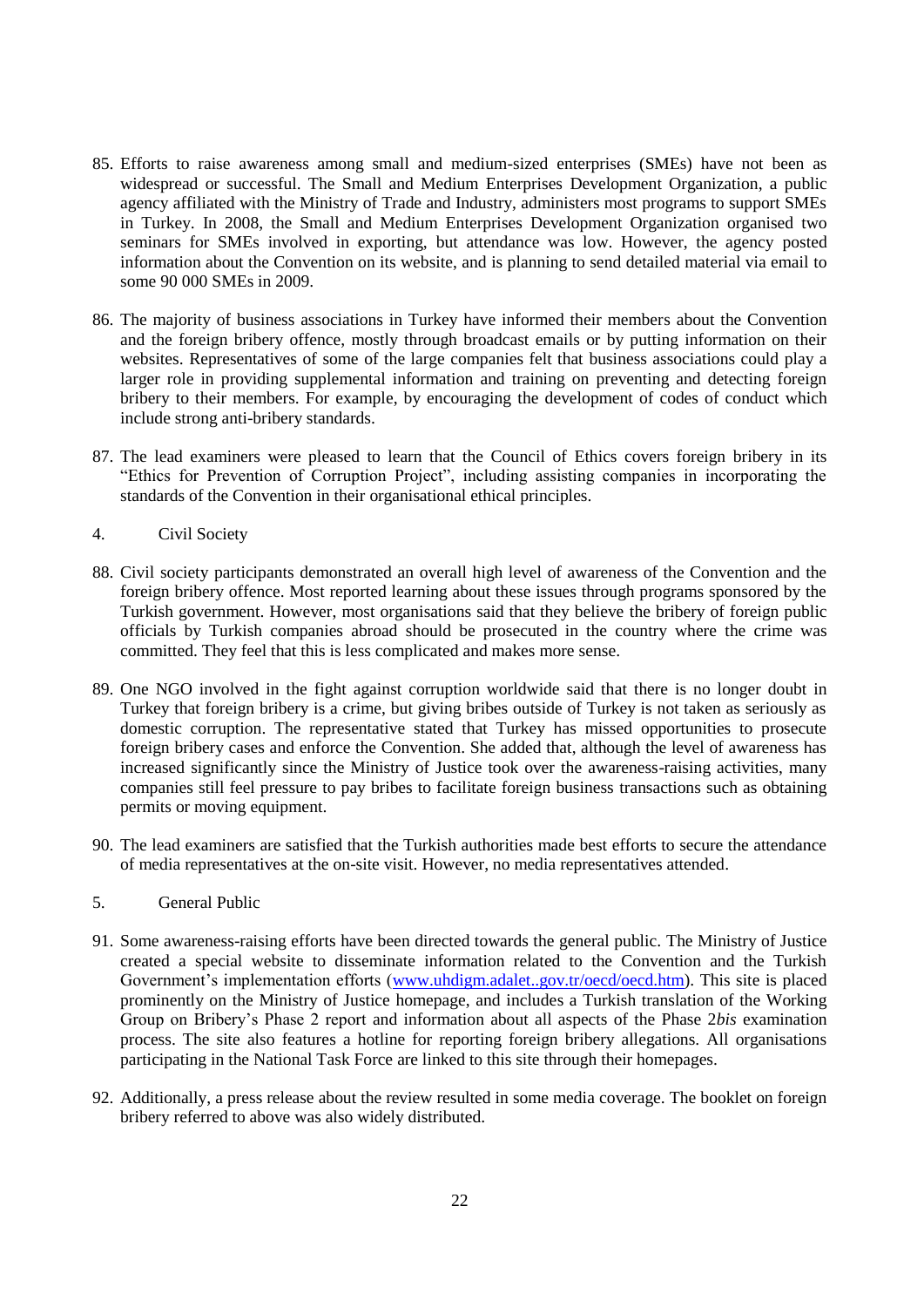85. Efforts to raise awareness among small and medium-sized enterprises (SMEs) have not been as widespread or successful. The Small and Medium Enterprises Development Organization, a public agency affiliated with the Ministry of Trade and Industry, administers most programs to support SMEs in Turkey. In 2008, the Small and Medium Enterprises Development Organization organised two seminars for SMEs involved in exporting, but attendance was low. However, the agency posted information about the Convention on its website, and is planning to send detailed material via email to some 90 000 SMEs in 2009.

86. The majority of business associations in Turkey have informed their members about the Convention and the foreign bribery offence, mostly through broadcast emails or by putting information on their websites. Representatives of some of the large companies felt that business associations could play a larger role in providing supplemental information and training on preventing and detecting foreign bribery to their members. For example, by encouraging the development of codes of conduct which include strong anti-bribery standards.

87. The lead examiners were pleased to learn that the Council of Ethics covers foreign bribery in its "Ethics for Prevention of Corruption Project", including assisting companies in incorporating the standards of the Convention in their organisational ethical principles.

### 4. Civil Society

88. Civil society participants demonstrated an overall high level of awareness of the Convention and the foreign bribery offence. Most reported learning about these issues through programs sponsored by the Turkish government. However, most organisations said that they believe the bribery of foreign public officials by Turkish companies abroad should be prosecuted in the country where the crime was committed. They feel that this is less complicated and makes more sense.

89. One NGO involved in the fight against corruption worldwide said that there is no longer doubt in Turkey that foreign bribery is a crime, but giving bribes outside of Turkey is not taken as seriously as domestic corruption. The representative stated that Turkey has missed opportunities to prosecute foreign bribery cases and enforce the Convention. She added that, although the level of awareness has increased significantly since the Ministry of Justice took over the awareness-raising activities, many companies still feel pressure to pay bribes to facilitate foreign business transactions such as obtaining permits or moving equipment.

90. The lead examiners are satisfied that the Turkish authorities made best efforts to secure the attendance of media representatives at the on-site visit. However, no media representatives attended.

### 5. General Public

91. Some awareness-raising efforts have been directed towards the general public. The Ministry of Justice created a special website to disseminate information related to the Convention and the Turkish Government's implementation efforts (www.uhdigm.adalet..gov.tr/oecd/oecd.htm). This site is placed prominently on the Ministry of Justice homepage, and includes a Turkish translation of the Working Group on Bribery's Phase 2 report and information about all aspects of the Phase 2*bis* examination process. The site also features a hotline for reporting foreign bribery allegations. All organisations participating in the National Task Force are linked to this site through their homepages.

92. Additionally, a press release about the review resulted in some media coverage. The booklet on foreign bribery referred to above was also widely distributed.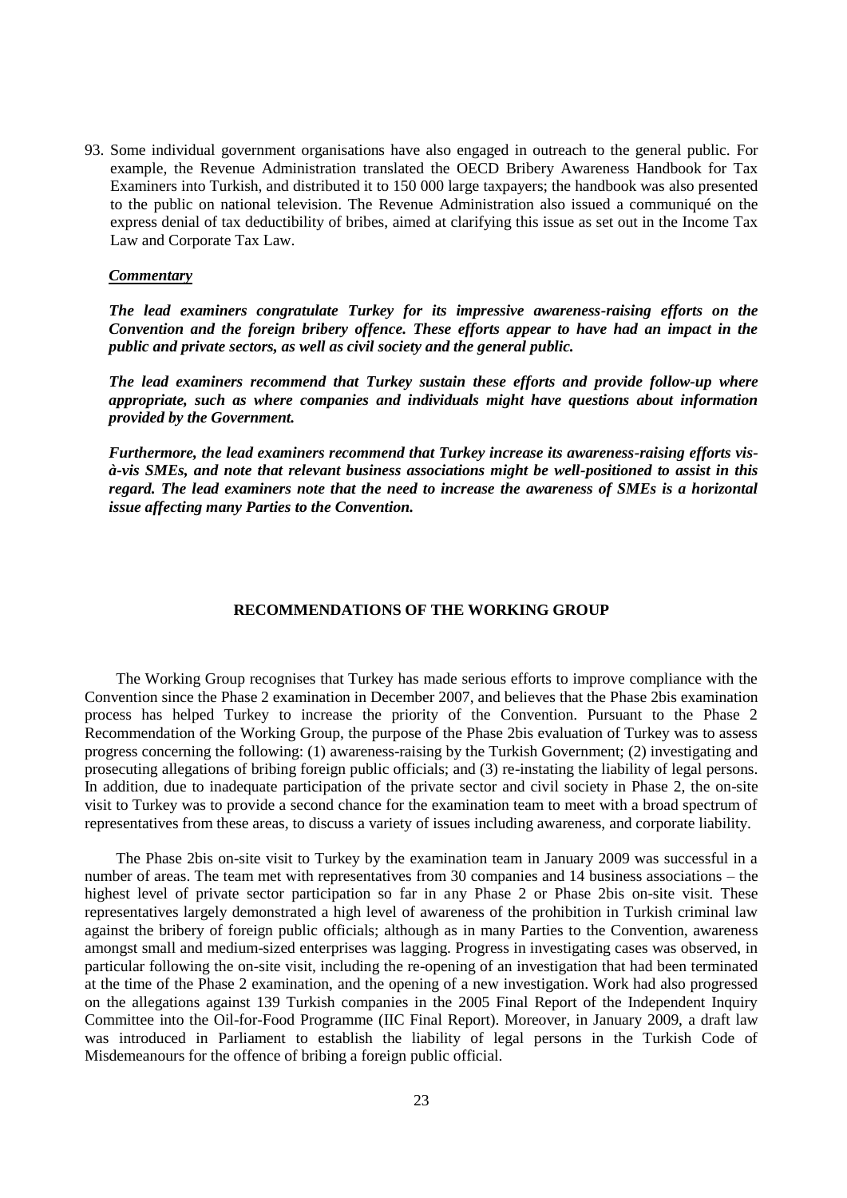93. Some individual government organisations have also engaged in outreach to the general public. For example, the Revenue Administration translated the OECD Bribery Awareness Handbook for Tax Examiners into Turkish, and distributed it to 150 000 large taxpayers; the handbook was also presented to the public on national television. The Revenue Administration also issued a communiqué on the express denial of tax deductibility of bribes, aimed at clarifying this issue as set out in the Income Tax Law and Corporate Tax Law.

***Commentary***

***The lead examiners congratulate Turkey for its impressive awareness-raising efforts on the Convention and the foreign bribery offence. These efforts appear to have had an impact in the public and private sectors, as well as civil society and the general public.***

***The lead examiners recommend that Turkey sustain these efforts and provide follow-up where appropriate, such as where companies and individuals might have questions about information provided by the Government.***

***Furthermore, the lead examiners recommend that Turkey increase its awareness-raising efforts vis-à-vis SMEs, and note that relevant business associations might be well-positioned to assist in this regard. The lead examiners note that the need to increase the awareness of SMEs is a horizontal issue affecting many Parties to the Convention.***

## RECOMMENDATIONS OF THE WORKING GROUP

The Working Group recognises that Turkey has made serious efforts to improve compliance with the Convention since the Phase 2 examination in December 2007, and believes that the Phase 2bis examination process has helped Turkey to increase the priority of the Convention. Pursuant to the Phase 2 Recommendation of the Working Group, the purpose of the Phase 2bis evaluation of Turkey was to assess progress concerning the following: (1) awareness-raising by the Turkish Government; (2) investigating and prosecuting allegations of bribing foreign public officials; and (3) re-instating the liability of legal persons. In addition, due to inadequate participation of the private sector and civil society in Phase 2, the on-site visit to Turkey was to provide a second chance for the examination team to meet with a broad spectrum of representatives from these areas, to discuss a variety of issues including awareness, and corporate liability.

The Phase 2bis on-site visit to Turkey by the examination team in January 2009 was successful in a number of areas. The team met with representatives from 30 companies and 14 business associations – the highest level of private sector participation so far in any Phase 2 or Phase 2bis on-site visit. These representatives largely demonstrated a high level of awareness of the prohibition in Turkish criminal law against the bribery of foreign public officials; although as in many Parties to the Convention, awareness amongst small and medium-sized enterprises was lagging. Progress in investigating cases was observed, in particular following the on-site visit, including the re-opening of an investigation that had been terminated at the time of the Phase 2 examination, and the opening of a new investigation. Work had also progressed on the allegations against 139 Turkish companies in the 2005 Final Report of the Independent Inquiry Committee into the Oil-for-Food Programme (IIC Final Report). Moreover, in January 2009, a draft law was introduced in Parliament to establish the liability of legal persons in the Turkish Code of Misdemeanours for the offence of bribing a foreign public official.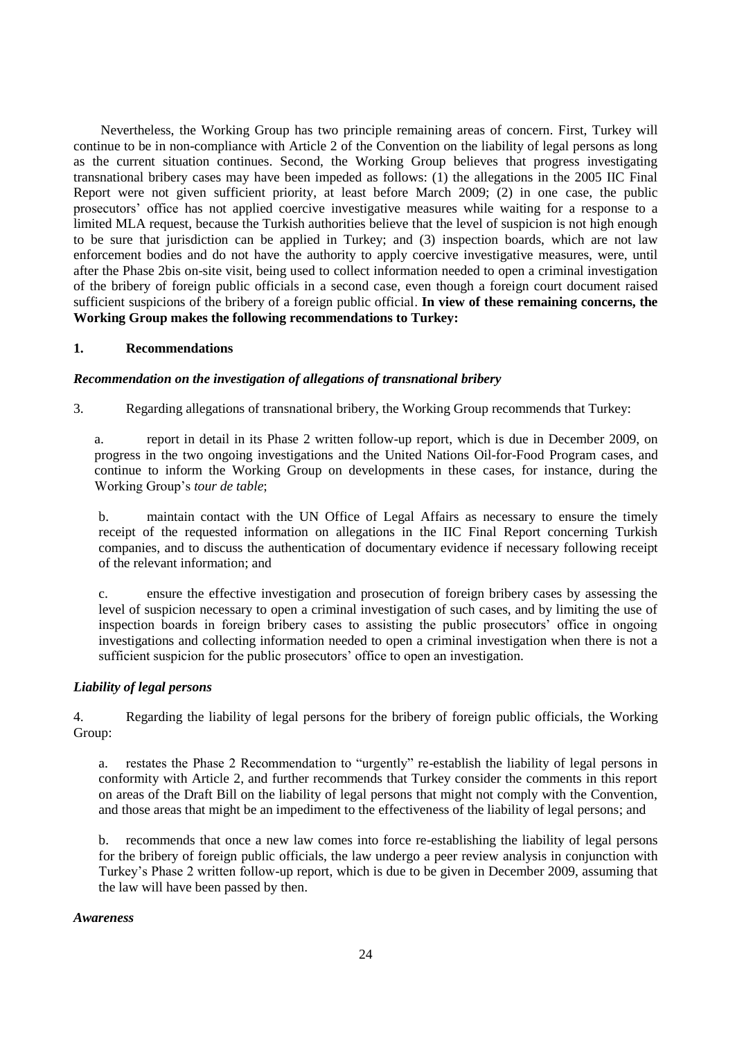Nevertheless, the Working Group has two principle remaining areas of concern. First, Turkey will continue to be in non-compliance with Article 2 of the Convention on the liability of legal persons as long as the current situation continues. Second, the Working Group believes that progress investigating transnational bribery cases may have been impeded as follows: (1) the allegations in the 2005 IIC Final Report were not given sufficient priority, at least before March 2009; (2) in one case, the public prosecutors' office has not applied coercive investigative measures while waiting for a response to a limited MLA request, because the Turkish authorities believe that the level of suspicion is not high enough to be sure that jurisdiction can be applied in Turkey; and (3) inspection boards, which are not law enforcement bodies and do not have the authority to apply coercive investigative measures, were, until after the Phase 2bis on-site visit, being used to collect information needed to open a criminal investigation of the bribery of foreign public officials in a second case, even though a foreign court document raised sufficient suspicions of the bribery of a foreign public official. **In view of these remaining concerns, the Working Group makes the following recommendations to Turkey:**

## 1. Recommendations

### *Recommendation on the investigation of allegations of transnational bribery*

3. Regarding allegations of transnational bribery, the Working Group recommends that Turkey:

   a. report in detail in its Phase 2 written follow-up report, which is due in December 2009, on progress in the two ongoing investigations and the United Nations Oil-for-Food Program cases, and continue to inform the Working Group on developments in these cases, for instance, during the Working Group's *tour de table*;

   b. maintain contact with the UN Office of Legal Affairs as necessary to ensure the timely receipt of the requested information on allegations in the IIC Final Report concerning Turkish companies, and to discuss the authentication of documentary evidence if necessary following receipt of the relevant information; and

   c. ensure the effective investigation and prosecution of foreign bribery cases by assessing the level of suspicion necessary to open a criminal investigation of such cases, and by limiting the use of inspection boards in foreign bribery cases to assisting the public prosecutors' office in ongoing investigations and collecting information needed to open a criminal investigation when there is not a sufficient suspicion for the public prosecutors' office to open an investigation.

### *Liability of legal persons*

4. Regarding the liability of legal persons for the bribery of foreign public officials, the Working Group:

   a. restates the Phase 2 Recommendation to "urgently" re-establish the liability of legal persons in conformity with Article 2, and further recommends that Turkey consider the comments in this report on areas of the Draft Bill on the liability of legal persons that might not comply with the Convention, and those areas that might be an impediment to the effectiveness of the liability of legal persons; and

   b. recommends that once a new law comes into force re-establishing the liability of legal persons for the bribery of foreign public officials, the law undergo a peer review analysis in conjunction with Turkey's Phase 2 written follow-up report, which is due to be given in December 2009, assuming that the law will have been passed by then.

### *Awareness*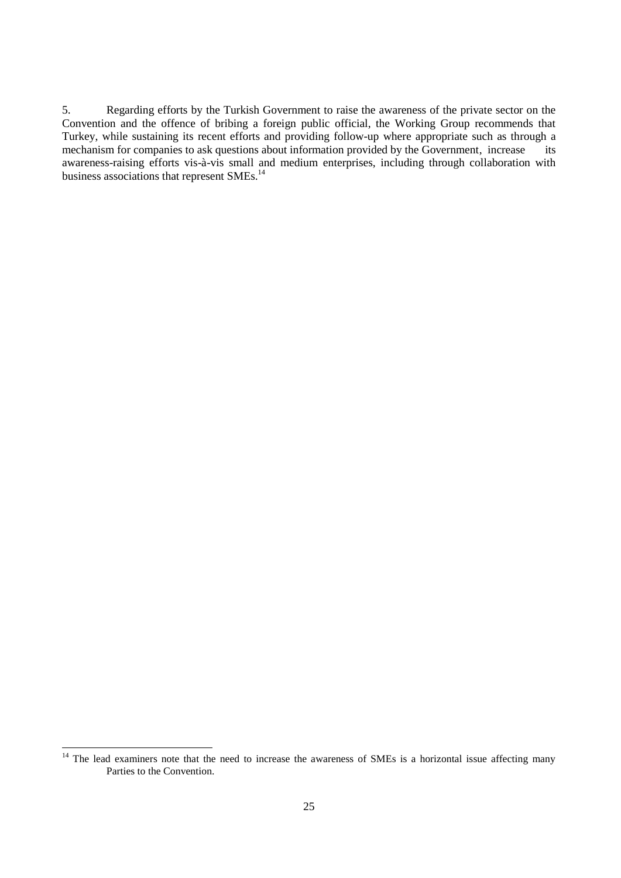5. Regarding efforts by the Turkish Government to raise the awareness of the private sector on the Convention and the offence of bribing a foreign public official, the Working Group recommends that Turkey, while sustaining its recent efforts and providing follow-up where appropriate such as through a mechanism for companies to ask questions about information provided by the Government, increase its awareness-raising efforts vis-à-vis small and medium enterprises, including through collaboration with business associations that represent SMEs.[14]

---

[14] The lead examiners note that the need to increase the awareness of SMEs is a horizontal issue affecting many Parties to the Convention.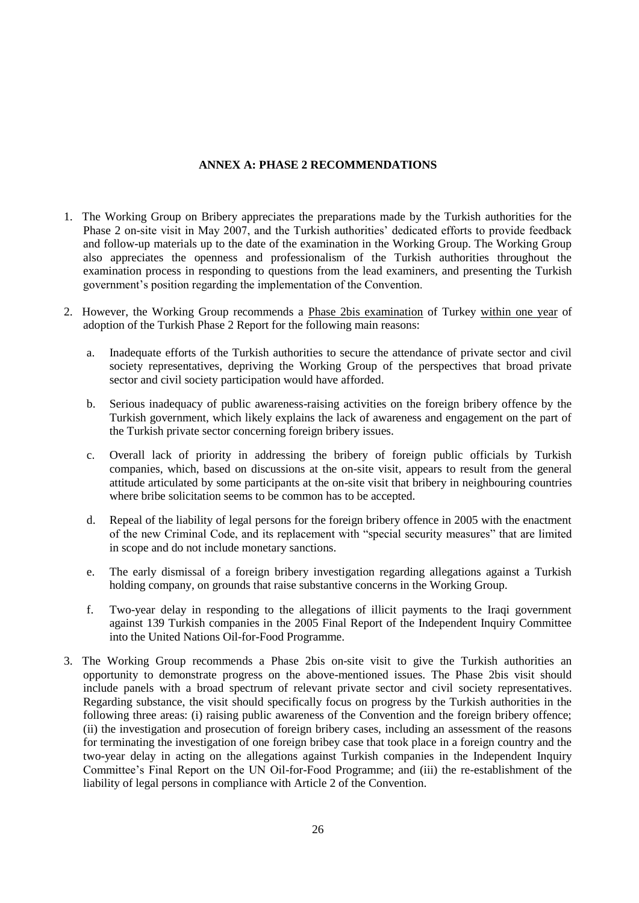## ANNEX A: PHASE 2 RECOMMENDATIONS

1. The Working Group on Bribery appreciates the preparations made by the Turkish authorities for the Phase 2 on-site visit in May 2007, and the Turkish authorities' dedicated efforts to provide feedback and follow-up materials up to the date of the examination in the Working Group. The Working Group also appreciates the openness and professionalism of the Turkish authorities throughout the examination process in responding to questions from the lead examiners, and presenting the Turkish government's position regarding the implementation of the Convention.

2. However, the Working Group recommends a Phase 2bis examination of Turkey within one year of adoption of the Turkish Phase 2 Report for the following main reasons:

   a. Inadequate efforts of the Turkish authorities to secure the attendance of private sector and civil society representatives, depriving the Working Group of the perspectives that broad private sector and civil society participation would have afforded.

   b. Serious inadequacy of public awareness-raising activities on the foreign bribery offence by the Turkish government, which likely explains the lack of awareness and engagement on the part of the Turkish private sector concerning foreign bribery issues.

   c. Overall lack of priority in addressing the bribery of foreign public officials by Turkish companies, which, based on discussions at the on-site visit, appears to result from the general attitude articulated by some participants at the on-site visit that bribery in neighbouring countries where bribe solicitation seems to be common has to be accepted.

   d. Repeal of the liability of legal persons for the foreign bribery offence in 2005 with the enactment of the new Criminal Code, and its replacement with "special security measures" that are limited in scope and do not include monetary sanctions.

   e. The early dismissal of a foreign bribery investigation regarding allegations against a Turkish holding company, on grounds that raise substantive concerns in the Working Group.

   f. Two-year delay in responding to the allegations of illicit payments to the Iraqi government against 139 Turkish companies in the 2005 Final Report of the Independent Inquiry Committee into the United Nations Oil-for-Food Programme.

3. The Working Group recommends a Phase 2bis on-site visit to give the Turkish authorities an opportunity to demonstrate progress on the above-mentioned issues. The Phase 2bis visit should include panels with a broad spectrum of relevant private sector and civil society representatives. Regarding substance, the visit should specifically focus on progress by the Turkish authorities in the following three areas: (i) raising public awareness of the Convention and the foreign bribery offence; (ii) the investigation and prosecution of foreign bribery cases, including an assessment of the reasons for terminating the investigation of one foreign bribey case that took place in a foreign country and the two-year delay in acting on the allegations against Turkish companies in the Independent Inquiry Committee's Final Report on the UN Oil-for-Food Programme; and (iii) the re-establishment of the liability of legal persons in compliance with Article 2 of the Convention.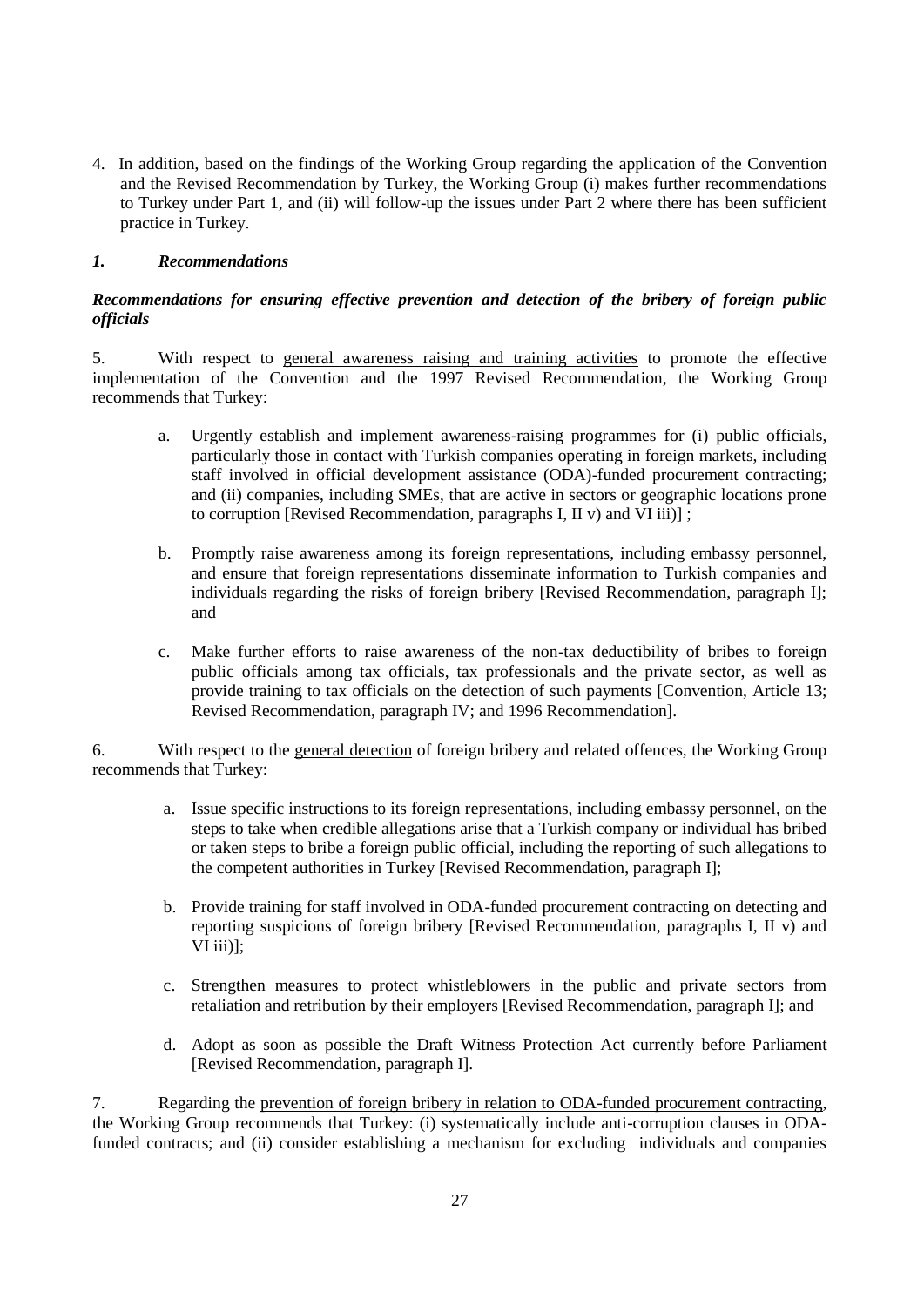4. In addition, based on the findings of the Working Group regarding the application of the Convention and the Revised Recommendation by Turkey, the Working Group (i) makes further recommendations to Turkey under Part 1, and (ii) will follow-up the issues under Part 2 where there has been sufficient practice in Turkey.

### *1. Recommendations*

***Recommendations for ensuring effective prevention and detection of the bribery of foreign public officials***

5. With respect to general awareness raising and training activities to promote the effective implementation of the Convention and the 1997 Revised Recommendation, the Working Group recommends that Turkey:

   a. Urgently establish and implement awareness-raising programmes for (i) public officials, particularly those in contact with Turkish companies operating in foreign markets, including staff involved in official development assistance (ODA)-funded procurement contracting; and (ii) companies, including SMEs, that are active in sectors or geographic locations prone to corruption [Revised Recommendation, paragraphs I, II v) and VI iii)] ;

   b. Promptly raise awareness among its foreign representations, including embassy personnel, and ensure that foreign representations disseminate information to Turkish companies and individuals regarding the risks of foreign bribery [Revised Recommendation, paragraph I]; and

   c. Make further efforts to raise awareness of the non-tax deductibility of bribes to foreign public officials among tax officials, tax professionals and the private sector, as well as provide training to tax officials on the detection of such payments [Convention, Article 13; Revised Recommendation, paragraph IV; and 1996 Recommendation].

6. With respect to the general detection of foreign bribery and related offences, the Working Group recommends that Turkey:

   a. Issue specific instructions to its foreign representations, including embassy personnel, on the steps to take when credible allegations arise that a Turkish company or individual has bribed or taken steps to bribe a foreign public official, including the reporting of such allegations to the competent authorities in Turkey [Revised Recommendation, paragraph I];

   b. Provide training for staff involved in ODA-funded procurement contracting on detecting and reporting suspicions of foreign bribery [Revised Recommendation, paragraphs I, II v) and VI iii)];

   c. Strengthen measures to protect whistleblowers in the public and private sectors from retaliation and retribution by their employers [Revised Recommendation, paragraph I]; and

   d. Adopt as soon as possible the Draft Witness Protection Act currently before Parliament [Revised Recommendation, paragraph I].

7. Regarding the prevention of foreign bribery in relation to ODA-funded procurement contracting, the Working Group recommends that Turkey: (i) systematically include anti-corruption clauses in ODA-funded contracts; and (ii) consider establishing a mechanism for excluding individuals and companies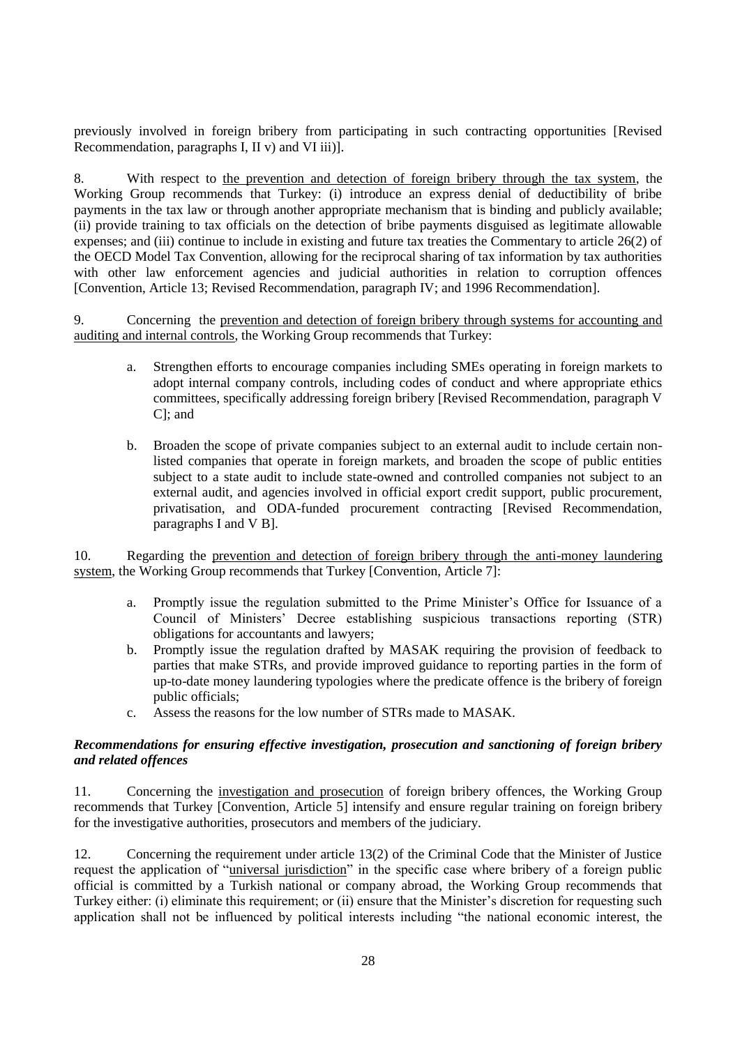previously involved in foreign bribery from participating in such contracting opportunities [Revised Recommendation, paragraphs I, II v) and VI iii)].

8. With respect to the prevention and detection of foreign bribery through the tax system, the Working Group recommends that Turkey: (i) introduce an express denial of deductibility of bribe payments in the tax law or through another appropriate mechanism that is binding and publicly available; (ii) provide training to tax officials on the detection of bribe payments disguised as legitimate allowable expenses; and (iii) continue to include in existing and future tax treaties the Commentary to article 26(2) of the OECD Model Tax Convention, allowing for the reciprocal sharing of tax information by tax authorities with other law enforcement agencies and judicial authorities in relation to corruption offences [Convention, Article 13; Revised Recommendation, paragraph IV; and 1996 Recommendation].

9. Concerning the prevention and detection of foreign bribery through systems for accounting and auditing and internal controls, the Working Group recommends that Turkey:

a. Strengthen efforts to encourage companies including SMEs operating in foreign markets to adopt internal company controls, including codes of conduct and where appropriate ethics committees, specifically addressing foreign bribery [Revised Recommendation, paragraph V C]; and

b. Broaden the scope of private companies subject to an external audit to include certain non-listed companies that operate in foreign markets, and broaden the scope of public entities subject to a state audit to include state-owned and controlled companies not subject to an external audit, and agencies involved in official export credit support, public procurement, privatisation, and ODA-funded procurement contracting [Revised Recommendation, paragraphs I and V B].

10. Regarding the prevention and detection of foreign bribery through the anti-money laundering system, the Working Group recommends that Turkey [Convention, Article 7]:

a. Promptly issue the regulation submitted to the Prime Minister's Office for Issuance of a Council of Ministers' Decree establishing suspicious transactions reporting (STR) obligations for accountants and lawyers;
b. Promptly issue the regulation drafted by MASAK requiring the provision of feedback to parties that make STRs, and provide improved guidance to reporting parties in the form of up-to-date money laundering typologies where the predicate offence is the bribery of foreign public officials;
c. Assess the reasons for the low number of STRs made to MASAK.

***Recommendations for ensuring effective investigation, prosecution and sanctioning of foreign bribery and related offences***

11. Concerning the investigation and prosecution of foreign bribery offences, the Working Group recommends that Turkey [Convention, Article 5] intensify and ensure regular training on foreign bribery for the investigative authorities, prosecutors and members of the judiciary.

12. Concerning the requirement under article 13(2) of the Criminal Code that the Minister of Justice request the application of "universal jurisdiction" in the specific case where bribery of a foreign public official is committed by a Turkish national or company abroad, the Working Group recommends that Turkey either: (i) eliminate this requirement; or (ii) ensure that the Minister's discretion for requesting such application shall not be influenced by political interests including "the national economic interest, the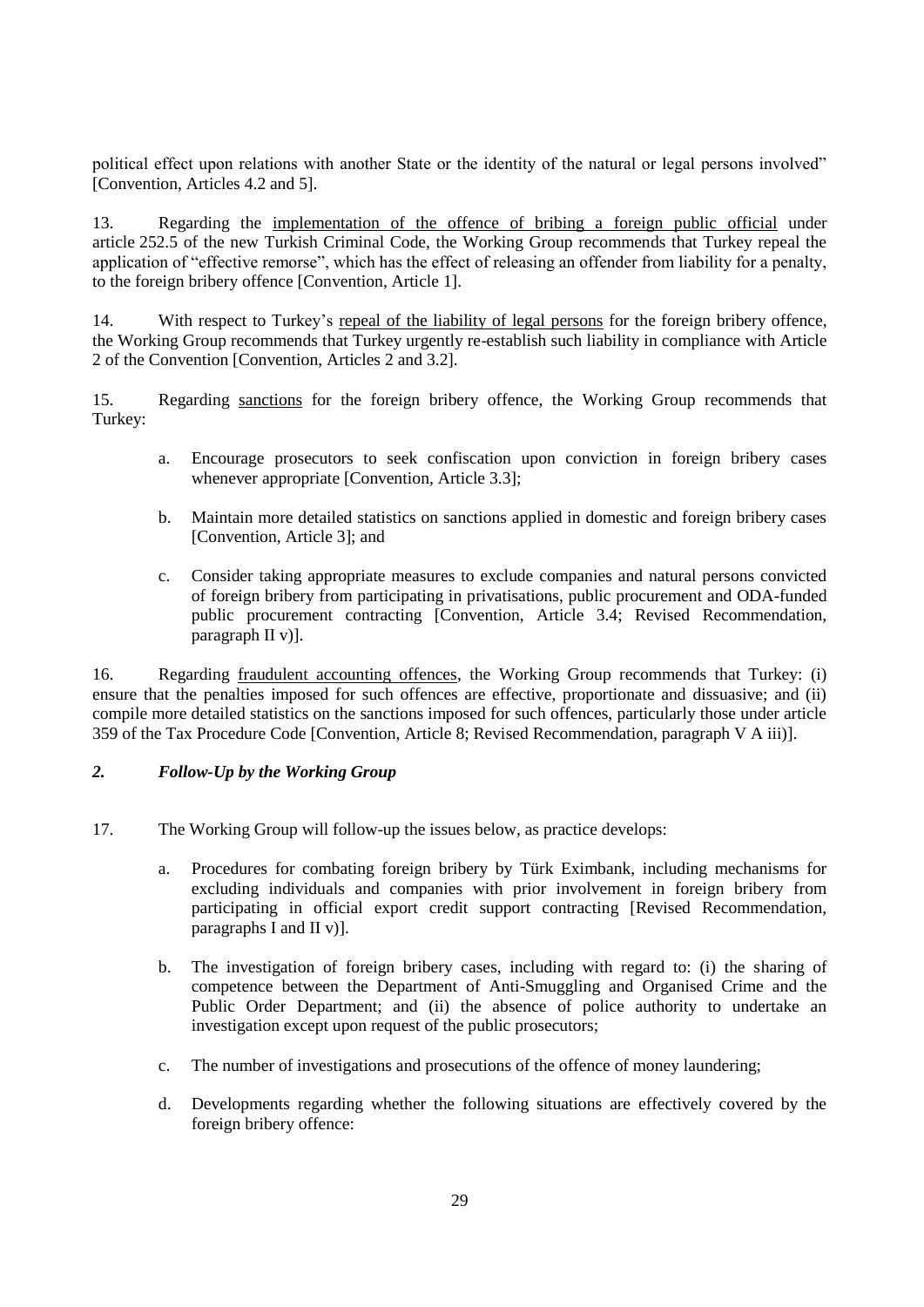political effect upon relations with another State or the identity of the natural or legal persons involved" [Convention, Articles 4.2 and 5].

13. Regarding the implementation of the offence of bribing a foreign public official under article 252.5 of the new Turkish Criminal Code, the Working Group recommends that Turkey repeal the application of "effective remorse", which has the effect of releasing an offender from liability for a penalty, to the foreign bribery offence [Convention, Article 1].

14. With respect to Turkey's repeal of the liability of legal persons for the foreign bribery offence, the Working Group recommends that Turkey urgently re-establish such liability in compliance with Article 2 of the Convention [Convention, Articles 2 and 3.2].

15. Regarding sanctions for the foreign bribery offence, the Working Group recommends that Turkey:

  a. Encourage prosecutors to seek confiscation upon conviction in foreign bribery cases whenever appropriate [Convention, Article 3.3];

  b. Maintain more detailed statistics on sanctions applied in domestic and foreign bribery cases [Convention, Article 3]; and

  c. Consider taking appropriate measures to exclude companies and natural persons convicted of foreign bribery from participating in privatisations, public procurement and ODA-funded public procurement contracting [Convention, Article 3.4; Revised Recommendation, paragraph II v)].

16. Regarding fraudulent accounting offences, the Working Group recommends that Turkey: (i) ensure that the penalties imposed for such offences are effective, proportionate and dissuasive; and (ii) compile more detailed statistics on the sanctions imposed for such offences, particularly those under article 359 of the Tax Procedure Code [Convention, Article 8; Revised Recommendation, paragraph V A iii)].

### *2. Follow-Up by the Working Group*

17. The Working Group will follow-up the issues below, as practice develops:

  a. Procedures for combating foreign bribery by Türk Eximbank, including mechanisms for excluding individuals and companies with prior involvement in foreign bribery from participating in official export credit support contracting [Revised Recommendation, paragraphs I and II v)].

  b. The investigation of foreign bribery cases, including with regard to: (i) the sharing of competence between the Department of Anti-Smuggling and Organised Crime and the Public Order Department; and (ii) the absence of police authority to undertake an investigation except upon request of the public prosecutors;

  c. The number of investigations and prosecutions of the offence of money laundering;

  d. Developments regarding whether the following situations are effectively covered by the foreign bribery offence: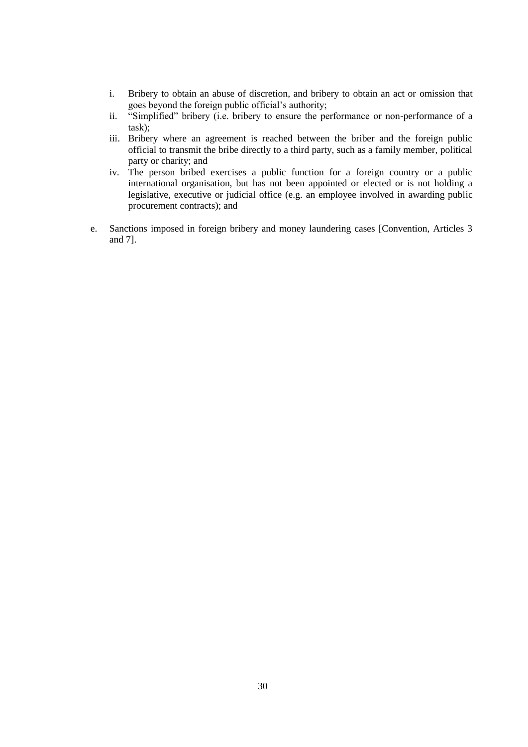i. Bribery to obtain an abuse of discretion, and bribery to obtain an act or omission that goes beyond the foreign public official's authority;
   ii. "Simplified" bribery (i.e. bribery to ensure the performance or non-performance of a task);
   iii. Bribery where an agreement is reached between the briber and the foreign public official to transmit the bribe directly to a third party, such as a family member, political party or charity; and
   iv. The person bribed exercises a public function for a foreign country or a public international organisation, but has not been appointed or elected or is not holding a legislative, executive or judicial office (e.g. an employee involved in awarding public procurement contracts); and

e. Sanctions imposed in foreign bribery and money laundering cases [Convention, Articles 3 and 7].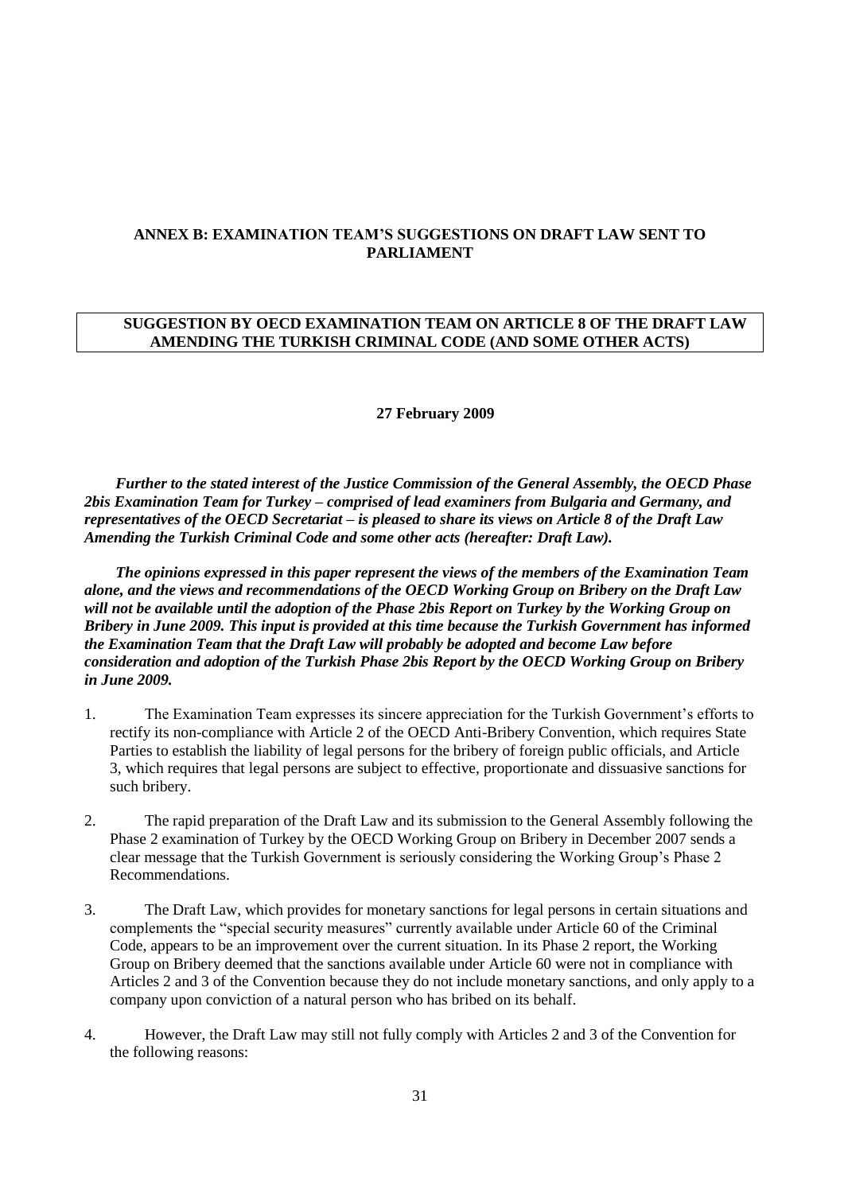## ANNEX B: EXAMINATION TEAM'S SUGGESTIONS ON DRAFT LAW SENT TO PARLIAMENT

### SUGGESTION BY OECD EXAMINATION TEAM ON ARTICLE 8 OF THE DRAFT LAW AMENDING THE TURKISH CRIMINAL CODE (AND SOME OTHER ACTS)

**27 February 2009**

***Further to the stated interest of the Justice Commission of the General Assembly, the OECD Phase 2bis Examination Team for Turkey – comprised of lead examiners from Bulgaria and Germany, and representatives of the OECD Secretariat – is pleased to share its views on Article 8 of the Draft Law Amending the Turkish Criminal Code and some other acts (hereafter: Draft Law).***

***The opinions expressed in this paper represent the views of the members of the Examination Team alone, and the views and recommendations of the OECD Working Group on Bribery on the Draft Law will not be available until the adoption of the Phase 2bis Report on Turkey by the Working Group on Bribery in June 2009. This input is provided at this time because the Turkish Government has informed the Examination Team that the Draft Law will probably be adopted and become Law before consideration and adoption of the Turkish Phase 2bis Report by the OECD Working Group on Bribery in June 2009.***

1. The Examination Team expresses its sincere appreciation for the Turkish Government's efforts to rectify its non-compliance with Article 2 of the OECD Anti-Bribery Convention, which requires State Parties to establish the liability of legal persons for the bribery of foreign public officials, and Article 3, which requires that legal persons are subject to effective, proportionate and dissuasive sanctions for such bribery.

2. The rapid preparation of the Draft Law and its submission to the General Assembly following the Phase 2 examination of Turkey by the OECD Working Group on Bribery in December 2007 sends a clear message that the Turkish Government is seriously considering the Working Group's Phase 2 Recommendations.

3. The Draft Law, which provides for monetary sanctions for legal persons in certain situations and complements the "special security measures" currently available under Article 60 of the Criminal Code, appears to be an improvement over the current situation. In its Phase 2 report, the Working Group on Bribery deemed that the sanctions available under Article 60 were not in compliance with Articles 2 and 3 of the Convention because they do not include monetary sanctions, and only apply to a company upon conviction of a natural person who has bribed on its behalf.

4. However, the Draft Law may still not fully comply with Articles 2 and 3 of the Convention for the following reasons: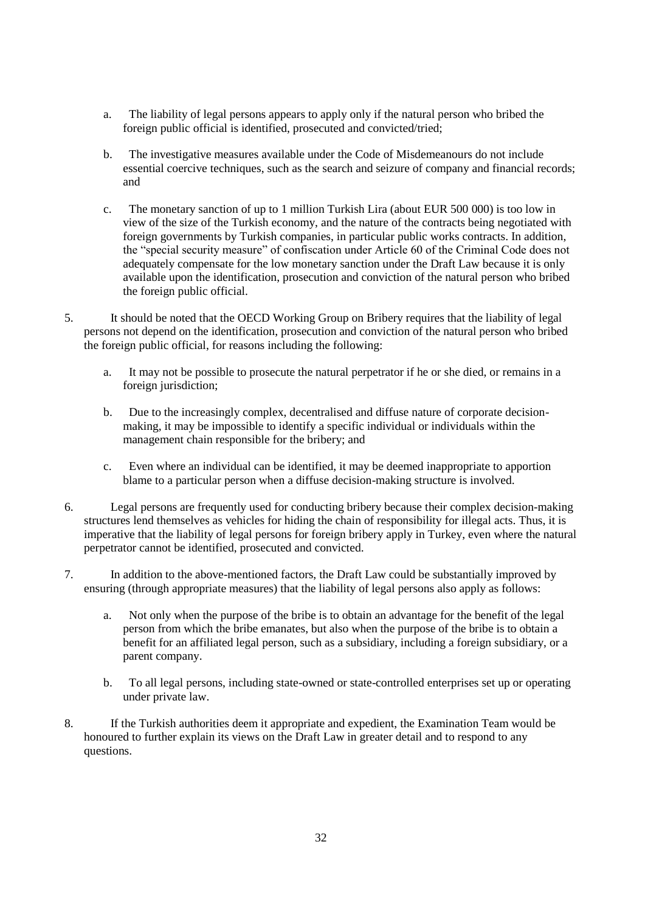a. The liability of legal persons appears to apply only if the natural person who bribed the foreign public official is identified, prosecuted and convicted/tried;

b. The investigative measures available under the Code of Misdemeanours do not include essential coercive techniques, such as the search and seizure of company and financial records; and

c. The monetary sanction of up to 1 million Turkish Lira (about EUR 500 000) is too low in view of the size of the Turkish economy, and the nature of the contracts being negotiated with foreign governments by Turkish companies, in particular public works contracts. In addition, the "special security measure" of confiscation under Article 60 of the Criminal Code does not adequately compensate for the low monetary sanction under the Draft Law because it is only available upon the identification, prosecution and conviction of the natural person who bribed the foreign public official.

5. It should be noted that the OECD Working Group on Bribery requires that the liability of legal persons not depend on the identification, prosecution and conviction of the natural person who bribed the foreign public official, for reasons including the following:

   a. It may not be possible to prosecute the natural perpetrator if he or she died, or remains in a foreign jurisdiction;

   b. Due to the increasingly complex, decentralised and diffuse nature of corporate decision-making, it may be impossible to identify a specific individual or individuals within the management chain responsible for the bribery; and

   c. Even where an individual can be identified, it may be deemed inappropriate to apportion blame to a particular person when a diffuse decision-making structure is involved.

6. Legal persons are frequently used for conducting bribery because their complex decision-making structures lend themselves as vehicles for hiding the chain of responsibility for illegal acts. Thus, it is imperative that the liability of legal persons for foreign bribery apply in Turkey, even where the natural perpetrator cannot be identified, prosecuted and convicted.

7. In addition to the above-mentioned factors, the Draft Law could be substantially improved by ensuring (through appropriate measures) that the liability of legal persons also apply as follows:

   a. Not only when the purpose of the bribe is to obtain an advantage for the benefit of the legal person from which the bribe emanates, but also when the purpose of the bribe is to obtain a benefit for an affiliated legal person, such as a subsidiary, including a foreign subsidiary, or a parent company.

   b. To all legal persons, including state-owned or state-controlled enterprises set up or operating under private law.

8. If the Turkish authorities deem it appropriate and expedient, the Examination Team would be honoured to further explain its views on the Draft Law in greater detail and to respond to any questions.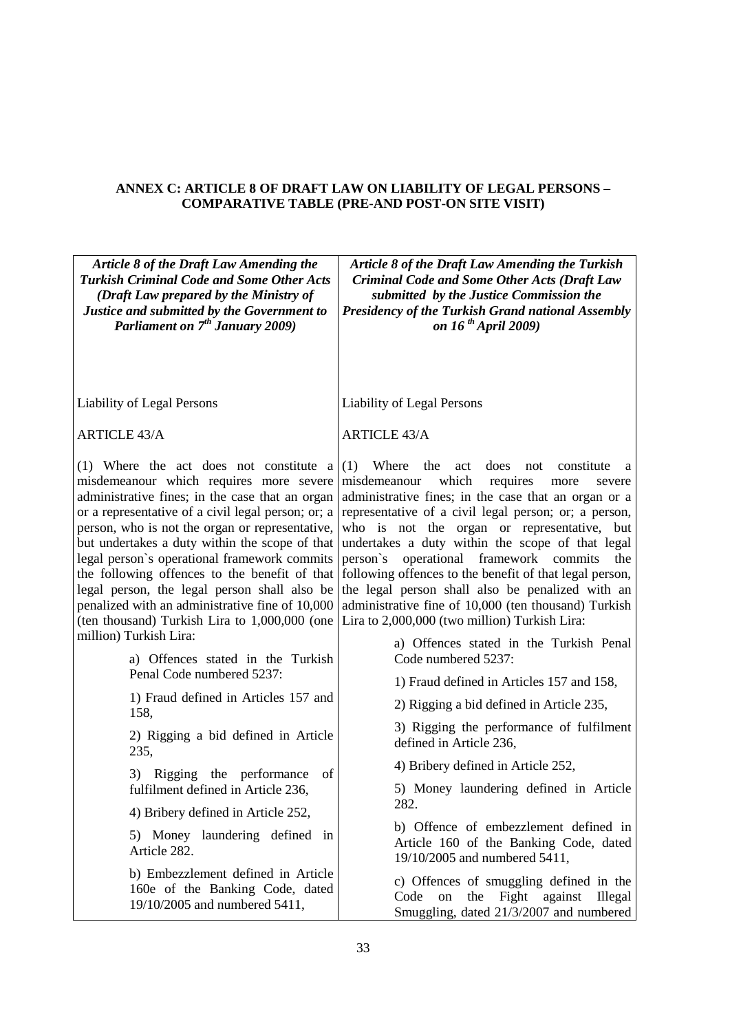**ANNEX C: ARTICLE 8 OF DRAFT LAW ON LIABILITY OF LEGAL PERSONS – COMPARATIVE TABLE (PRE-AND POST-ON SITE VISIT)**

| *Article 8 of the Draft Law Amending the Turkish Criminal Code and Some Other Acts (Draft Law prepared by the Ministry of Justice and submitted by the Government to Parliament on 7th January 2009)* | *Article 8 of the Draft Law Amending the Turkish Criminal Code and Some Other Acts (Draft Law submitted by the Justice Commission the Presidency of the Turkish Grand national Assembly on 16 th April 2009)* |
|---|---|
| Liability of Legal Persons<br><br>ARTICLE 43/A<br><br>(1) Where the act does not constitute a misdemeanour which requires more severe administrative fines; in the case that an organ or a representative of a civil legal person; or; a person, who is not the organ or representative, but undertakes a duty within the scope of that legal person`s operational framework commits the following offences to the benefit of that legal person, the legal person shall also be penalized with an administrative fine of 10,000 (ten thousand) Turkish Lira to 1,000,000 (one million) Turkish Lira:<br><br>a) Offences stated in the Turkish Penal Code numbered 5237:<br><br>1) Fraud defined in Articles 157 and 158,<br><br>2) Rigging a bid defined in Article 235,<br><br>3) Rigging the performance of fulfilment defined in Article 236,<br><br>4) Bribery defined in Article 252,<br><br>5) Money laundering defined in Article 282.<br><br>b) Embezzlement defined in Article 160e of the Banking Code, dated 19/10/2005 and numbered 5411, | Liability of Legal Persons<br><br>ARTICLE 43/A<br><br>(1) Where the act does not constitute a misdemeanour which requires more severe administrative fines; in the case that an organ or a representative of a civil legal person; or; a person, who is not the organ or representative, but undertakes a duty within the scope of that legal person`s operational framework commits the following offences to the benefit of that legal person, the legal person shall also be penalized with an administrative fine of 10,000 (ten thousand) Turkish Lira to 2,000,000 (two million) Turkish Lira:<br><br>a) Offences stated in the Turkish Penal Code numbered 5237:<br><br>1) Fraud defined in Articles 157 and 158,<br><br>2) Rigging a bid defined in Article 235,<br><br>3) Rigging the performance of fulfilment defined in Article 236,<br><br>4) Bribery defined in Article 252,<br><br>5) Money laundering defined in Article 282.<br><br>b) Offence of embezzlement defined in Article 160 of the Banking Code, dated 19/10/2005 and numbered 5411,<br><br>c) Offences of smuggling defined in the Code on the Fight against Illegal Smuggling, dated 21/3/2007 and numbered |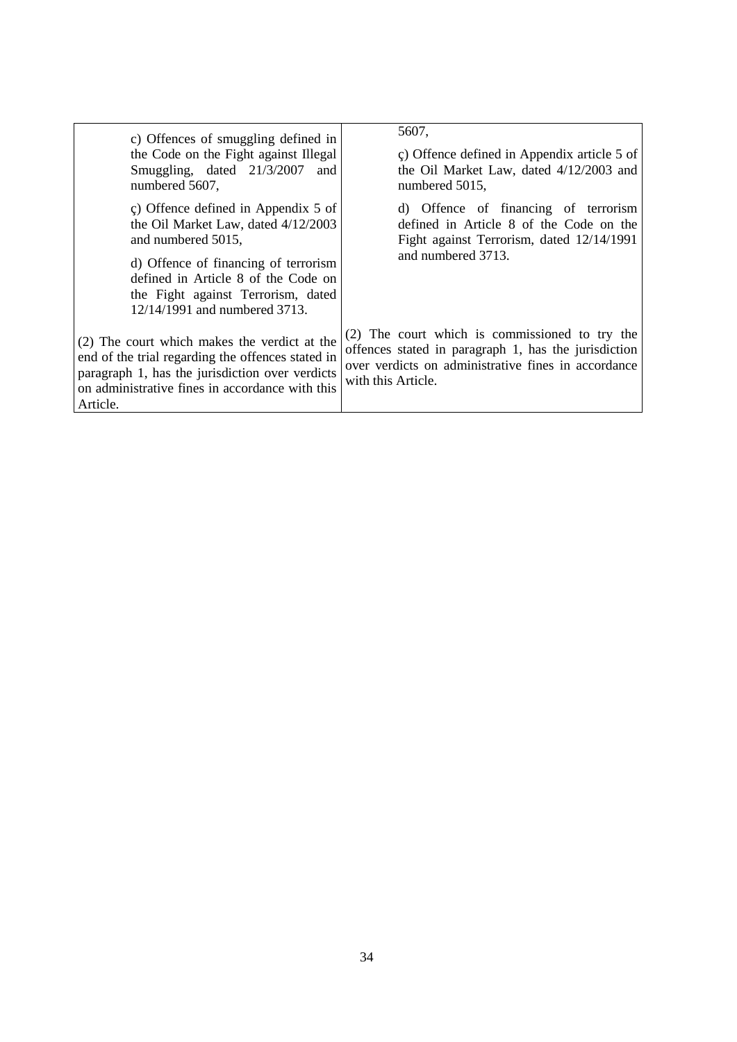| | |
|---|---|
| c) Offences of smuggling defined in the Code on the Fight against Illegal Smuggling, dated 21/3/2007 and numbered 5607,<br><br>ç) Offence defined in Appendix 5 of the Oil Market Law, dated 4/12/2003 and numbered 5015,<br><br>d) Offence of financing of terrorism defined in Article 8 of the Code on the Fight against Terrorism, dated 12/14/1991 and numbered 3713. | 5607,<br><br>ç) Offence defined in Appendix article 5 of the Oil Market Law, dated 4/12/2003 and numbered 5015,<br><br>d) Offence of financing of terrorism defined in Article 8 of the Code on the Fight against Terrorism, dated 12/14/1991 and numbered 3713. |
| (2) The court which makes the verdict at the end of the trial regarding the offences stated in paragraph 1, has the jurisdiction over verdicts on administrative fines in accordance with this Article. | (2) The court which is commissioned to try the offences stated in paragraph 1, has the jurisdiction over verdicts on administrative fines in accordance with this Article. |